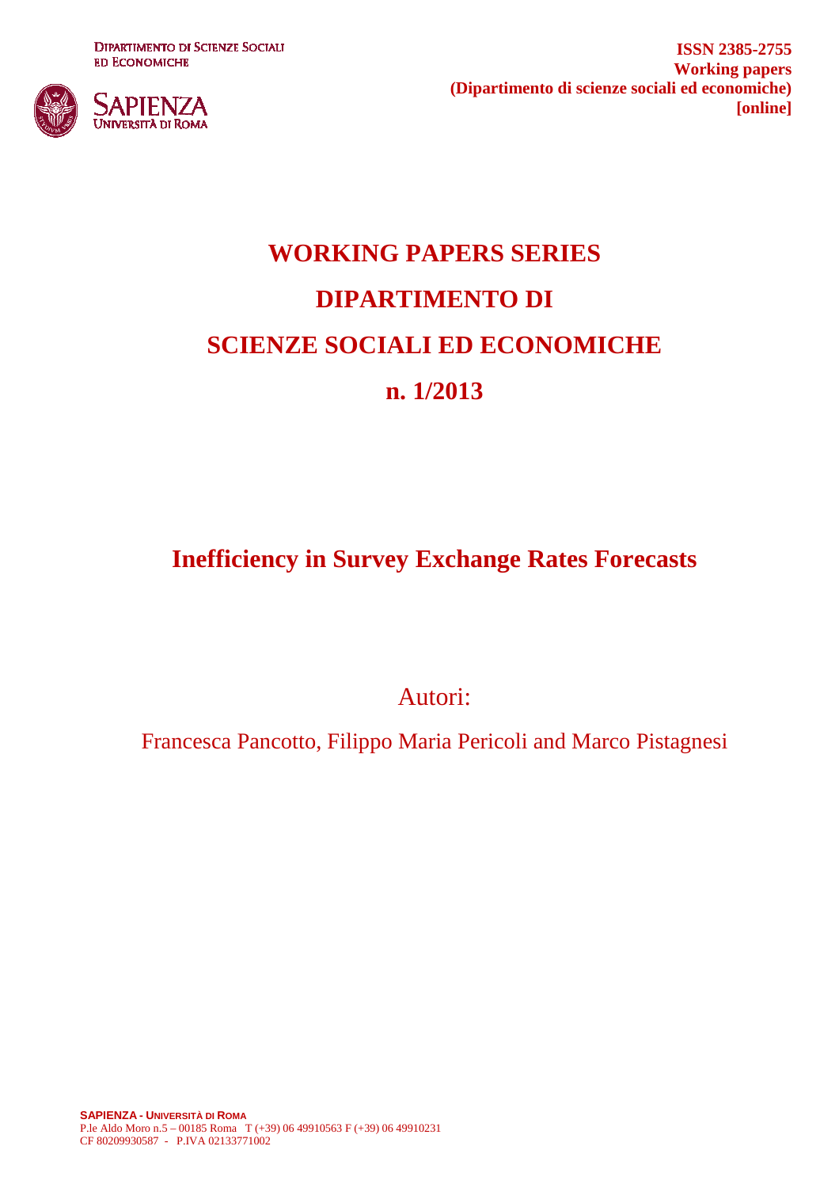DIPARTIMENTO DI SCIENZE SOCIALI ED ECONOMICHE

SAPIENZA UNIVERSITÀ DI ROMA

**ISSN 2385-2755**
**Working papers**
**(Dipartimento di scienze sociali ed economiche)**
**[online]**

# WORKING PAPERS SERIES
# DIPARTIMENTO DI
# SCIENZE SOCIALI ED ECONOMICHE
# n. 1/2013

## Inefficiency in Survey Exchange Rates Forecasts

Autori:

Francesca Pancotto, Filippo Maria Pericoli and Marco Pistagnesi

**SAPIENZA - UNIVERSITÀ DI ROMA**
P.le Aldo Moro n.5 – 00185 Roma T (+39) 06 49910563 F (+39) 06 49910231
CF 80209930587 - P.IVA 02133771002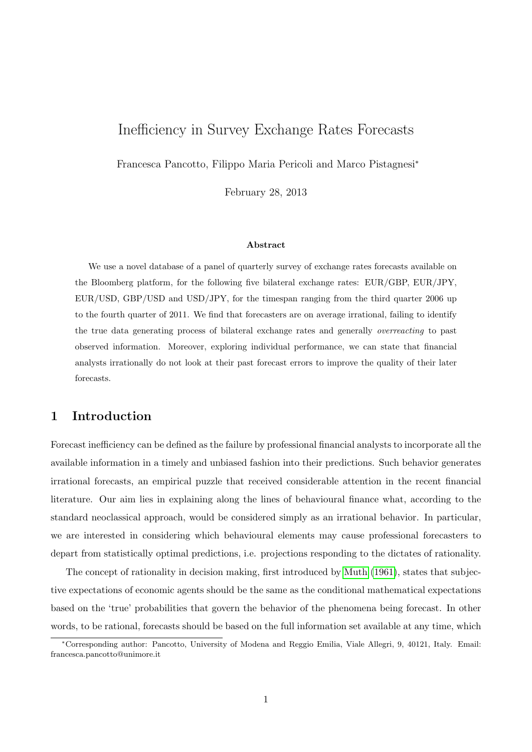# Inefficiency in Survey Exchange Rates Forecasts

Francesca Pancotto, Filippo Maria Pericoli and Marco Pistagnesi*

February 28, 2013

### Abstract

We use a novel database of a panel of quarterly survey of exchange rates forecasts available on the Bloomberg platform, for the following five bilateral exchange rates: EUR/GBP, EUR/JPY, EUR/USD, GBP/USD and USD/JPY, for the timespan ranging from the third quarter 2006 up to the fourth quarter of 2011. We find that forecasters are on average irrational, failing to identify the true data generating process of bilateral exchange rates and generally *overreacting* to past observed information. Moreover, exploring individual performance, we can state that financial analysts irrationally do not look at their past forecast errors to improve the quality of their later forecasts.

## 1 Introduction

Forecast inefficiency can be defined as the failure by professional financial analysts to incorporate all the available information in a timely and unbiased fashion into their predictions. Such behavior generates irrational forecasts, an empirical puzzle that received considerable attention in the recent financial literature. Our aim lies in explaining along the lines of behavioural finance what, according to the standard neoclassical approach, would be considered simply as an irrational behavior. In particular, we are interested in considering which behavioural elements may cause professional forecasters to depart from statistically optimal predictions, i.e. projections responding to the dictates of rationality.

The concept of rationality in decision making, first introduced by Muth (1961), states that subjective expectations of economic agents should be the same as the conditional mathematical expectations based on the 'true' probabilities that govern the behavior of the phenomena being forecast. In other words, to be rational, forecasts should be based on the full information set available at any time, which

*Corresponding author: Pancotto, University of Modena and Reggio Emilia, Viale Allegri, 9, 40121, Italy. Email: francesca.pancotto@unimore.it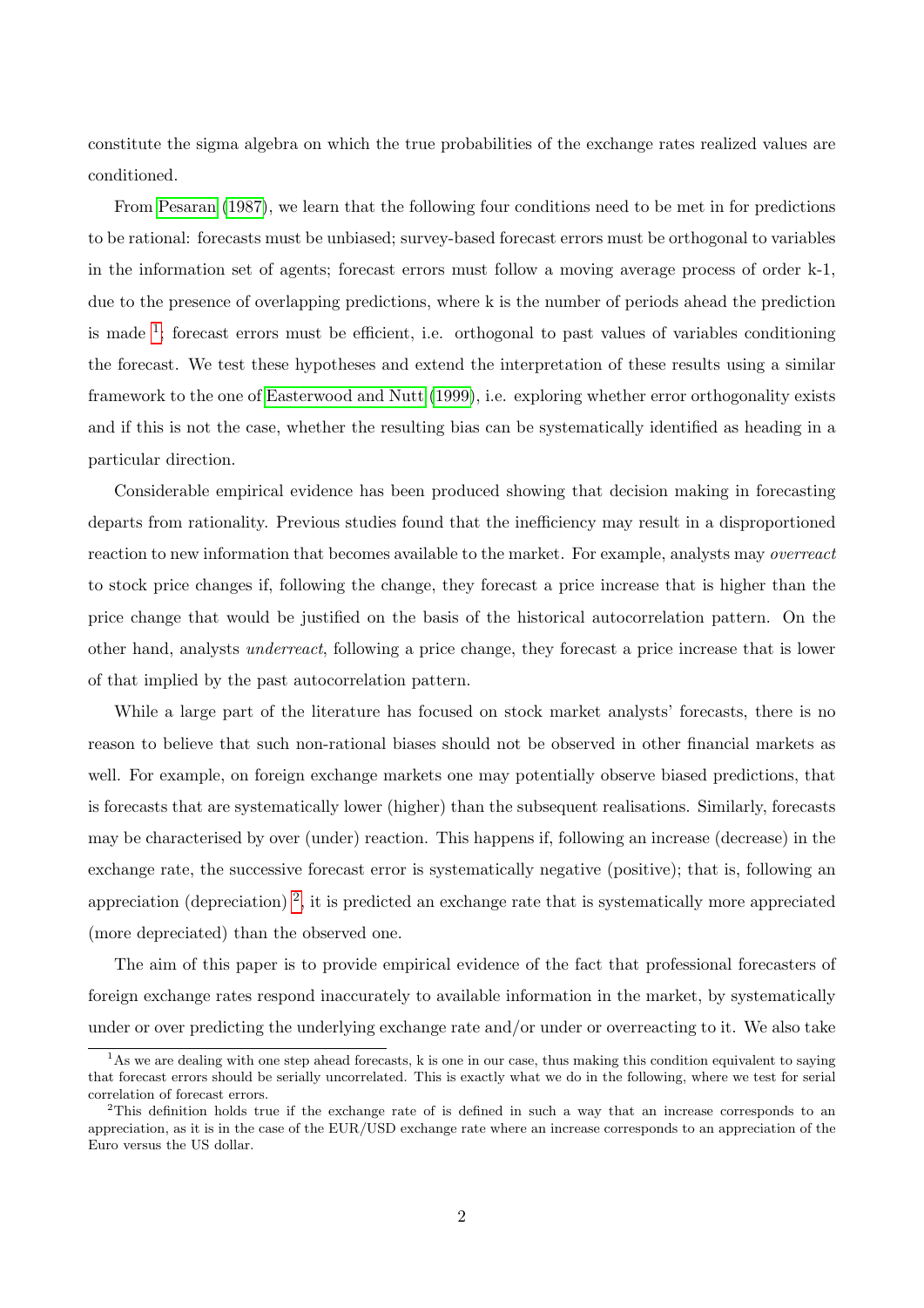constitute the sigma algebra on which the true probabilities of the exchange rates realized values are conditioned.

From Pesaran (1987), we learn that the following four conditions need to be met in for predictions to be rational: forecasts must be unbiased; survey-based forecast errors must be orthogonal to variables in the information set of agents; forecast errors must follow a moving average process of order k-1, due to the presence of overlapping predictions, where k is the number of periods ahead the prediction is made [1]; forecast errors must be efficient, i.e. orthogonal to past values of variables conditioning the forecast. We test these hypotheses and extend the interpretation of these results using a similar framework to the one of Easterwood and Nutt (1999), i.e. exploring whether error orthogonality exists and if this is not the case, whether the resulting bias can be systematically identified as heading in a particular direction.

Considerable empirical evidence has been produced showing that decision making in forecasting departs from rationality. Previous studies found that the inefficiency may result in a disproportioned reaction to new information that becomes available to the market. For example, analysts may *overreact* to stock price changes if, following the change, they forecast a price increase that is higher than the price change that would be justified on the basis of the historical autocorrelation pattern. On the other hand, analysts *underreact*, following a price change, they forecast a price increase that is lower of that implied by the past autocorrelation pattern.

While a large part of the literature has focused on stock market analysts' forecasts, there is no reason to believe that such non-rational biases should not be observed in other financial markets as well. For example, on foreign exchange markets one may potentially observe biased predictions, that is forecasts that are systematically lower (higher) than the subsequent realisations. Similarly, forecasts may be characterised by over (under) reaction. This happens if, following an increase (decrease) in the exchange rate, the successive forecast error is systematically negative (positive); that is, following an appreciation (depreciation) [2], it is predicted an exchange rate that is systematically more appreciated (more depreciated) than the observed one.

The aim of this paper is to provide empirical evidence of the fact that professional forecasters of foreign exchange rates respond inaccurately to available information in the market, by systematically under or over predicting the underlying exchange rate and/or under or overreacting to it. We also take

[1] As we are dealing with one step ahead forecasts, k is one in our case, thus making this condition equivalent to saying that forecast errors should be serially uncorrelated. This is exactly what we do in the following, where we test for serial correlation of forecast errors.

[2] This definition holds true if the exchange rate of is defined in such a way that an increase corresponds to an appreciation, as it is in the case of the EUR/USD exchange rate where an increase corresponds to an appreciation of the Euro versus the US dollar.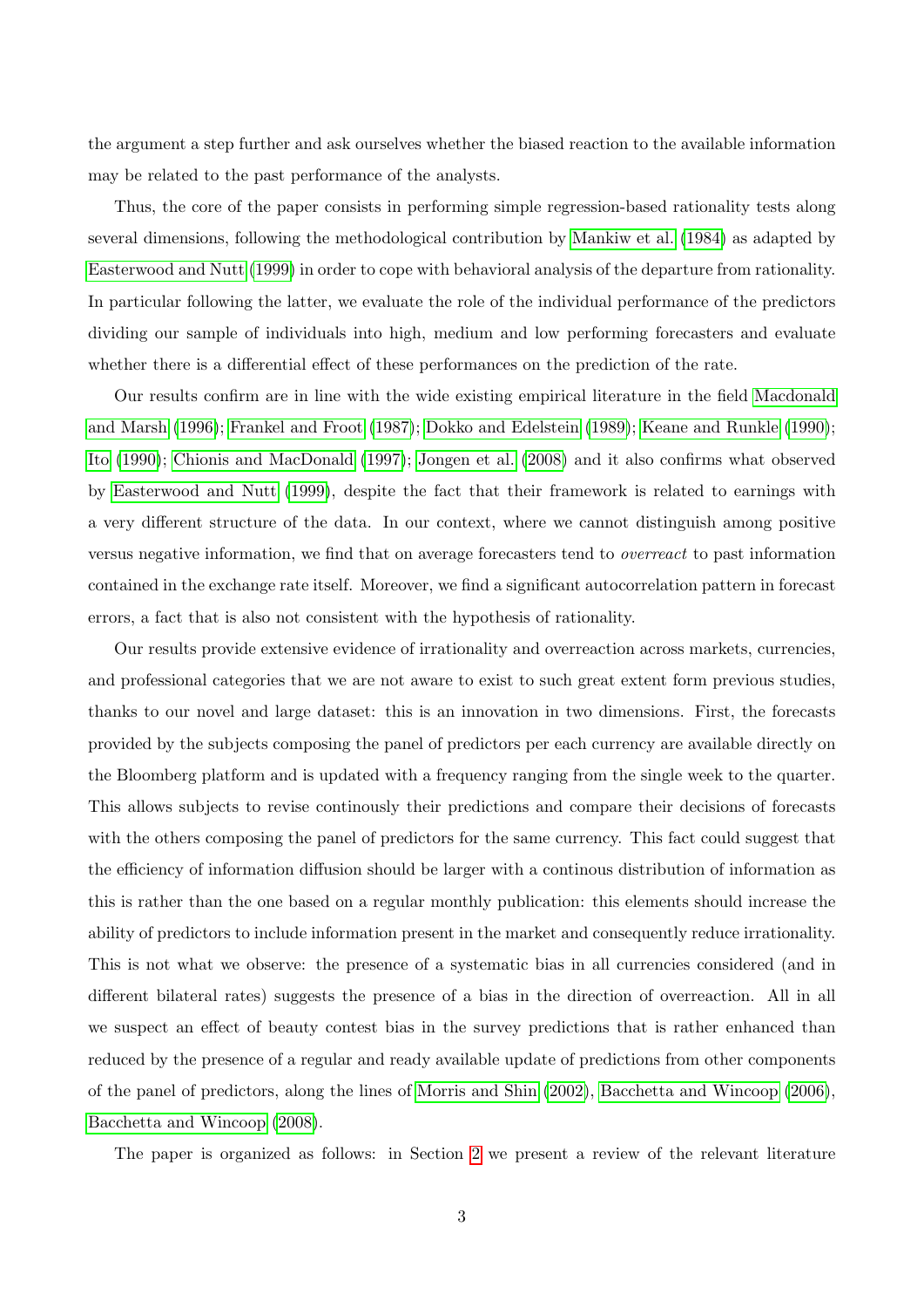the argument a step further and ask ourselves whether the biased reaction to the available information may be related to the past performance of the analysts.

Thus, the core of the paper consists in performing simple regression-based rationality tests along several dimensions, following the methodological contribution by Mankiw et al. (1984) as adapted by Easterwood and Nutt (1999) in order to cope with behavioral analysis of the departure from rationality. In particular following the latter, we evaluate the role of the individual performance of the predictors dividing our sample of individuals into high, medium and low performing forecasters and evaluate whether there is a differential effect of these performances on the prediction of the rate.

Our results confirm are in line with the wide existing empirical literature in the field Macdonald and Marsh (1996); Frankel and Froot (1987); Dokko and Edelstein (1989); Keane and Runkle (1990); Ito (1990); Chionis and MacDonald (1997); Jongen et al. (2008) and it also confirms what observed by Easterwood and Nutt (1999), despite the fact that their framework is related to earnings with a very different structure of the data. In our context, where we cannot distinguish among positive versus negative information, we find that on average forecasters tend to *overreact* to past information contained in the exchange rate itself. Moreover, we find a significant autocorrelation pattern in forecast errors, a fact that is also not consistent with the hypothesis of rationality.

Our results provide extensive evidence of irrationality and overreaction across markets, currencies, and professional categories that we are not aware to exist to such great extent form previous studies, thanks to our novel and large dataset: this is an innovation in two dimensions. First, the forecasts provided by the subjects composing the panel of predictors per each currency are available directly on the Bloomberg platform and is updated with a frequency ranging from the single week to the quarter. This allows subjects to revise continously their predictions and compare their decisions of forecasts with the others composing the panel of predictors for the same currency. This fact could suggest that the efficiency of information diffusion should be larger with a continous distribution of information as this is rather than the one based on a regular monthly publication: this elements should increase the ability of predictors to include information present in the market and consequently reduce irrationality. This is not what we observe: the presence of a systematic bias in all currencies considered (and in different bilateral rates) suggests the presence of a bias in the direction of overreaction. All in all we suspect an effect of beauty contest bias in the survey predictions that is rather enhanced than reduced by the presence of a regular and ready available update of predictions from other components of the panel of predictors, along the lines of Morris and Shin (2002), Bacchetta and Wincoop (2006), Bacchetta and Wincoop (2008).

The paper is organized as follows: in Section 2 we present a review of the relevant literature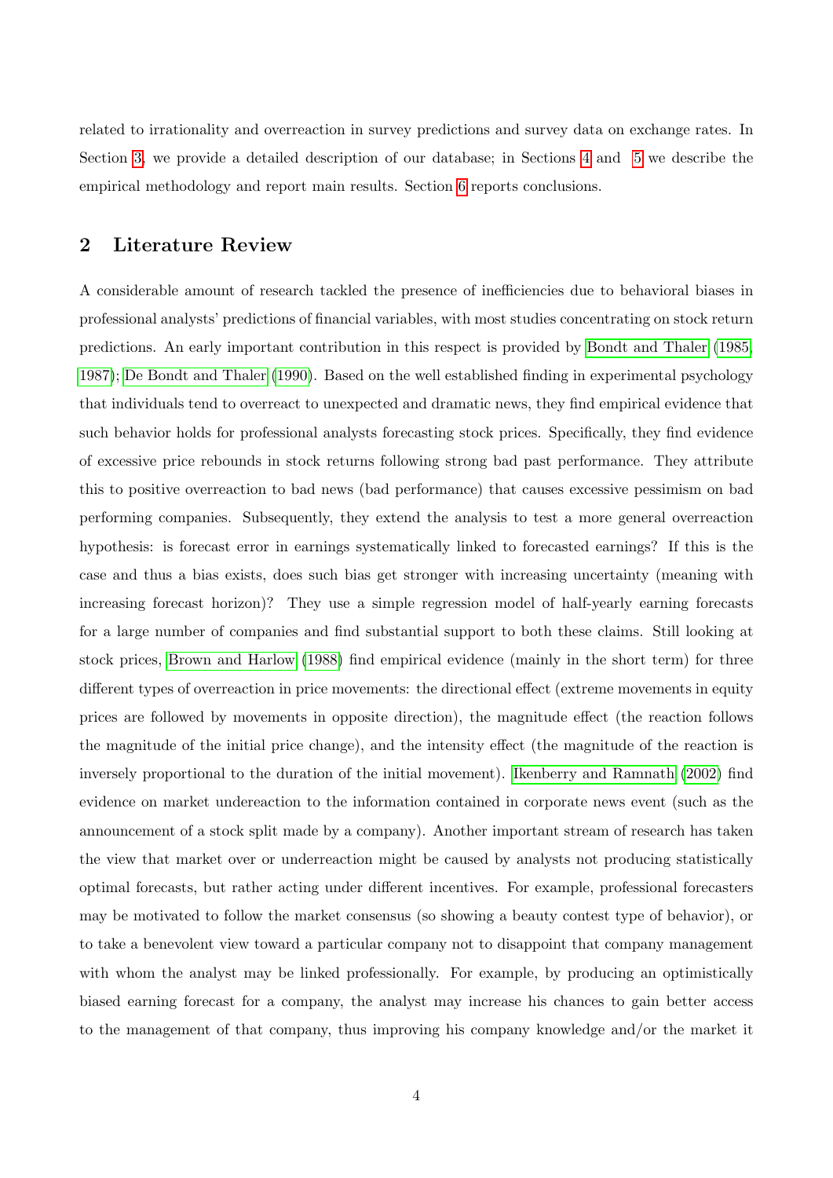related to irrationality and overreaction in survey predictions and survey data on exchange rates. In Section 3, we provide a detailed description of our database; in Sections 4 and 5 we describe the empirical methodology and report main results. Section 6 reports conclusions.

## 2 Literature Review

A considerable amount of research tackled the presence of inefficiencies due to behavioral biases in professional analysts' predictions of financial variables, with most studies concentrating on stock return predictions. An early important contribution in this respect is provided by Bondt and Thaler (1985, 1987); De Bondt and Thaler (1990). Based on the well established finding in experimental psychology that individuals tend to overreact to unexpected and dramatic news, they find empirical evidence that such behavior holds for professional analysts forecasting stock prices. Specifically, they find evidence of excessive price rebounds in stock returns following strong bad past performance. They attribute this to positive overreaction to bad news (bad performance) that causes excessive pessimism on bad performing companies. Subsequently, they extend the analysis to test a more general overreaction hypothesis: is forecast error in earnings systematically linked to forecasted earnings? If this is the case and thus a bias exists, does such bias get stronger with increasing uncertainty (meaning with increasing forecast horizon)? They use a simple regression model of half-yearly earning forecasts for a large number of companies and find substantial support to both these claims. Still looking at stock prices, Brown and Harlow (1988) find empirical evidence (mainly in the short term) for three different types of overreaction in price movements: the directional effect (extreme movements in equity prices are followed by movements in opposite direction), the magnitude effect (the reaction follows the magnitude of the initial price change), and the intensity effect (the magnitude of the reaction is inversely proportional to the duration of the initial movement). Ikenberry and Ramnath (2002) find evidence on market undereaction to the information contained in corporate news event (such as the announcement of a stock split made by a company). Another important stream of research has taken the view that market over or underreaction might be caused by analysts not producing statistically optimal forecasts, but rather acting under different incentives. For example, professional forecasters may be motivated to follow the market consensus (so showing a beauty contest type of behavior), or to take a benevolent view toward a particular company not to disappoint that company management with whom the analyst may be linked professionally. For example, by producing an optimistically biased earning forecast for a company, the analyst may increase his chances to gain better access to the management of that company, thus improving his company knowledge and/or the market it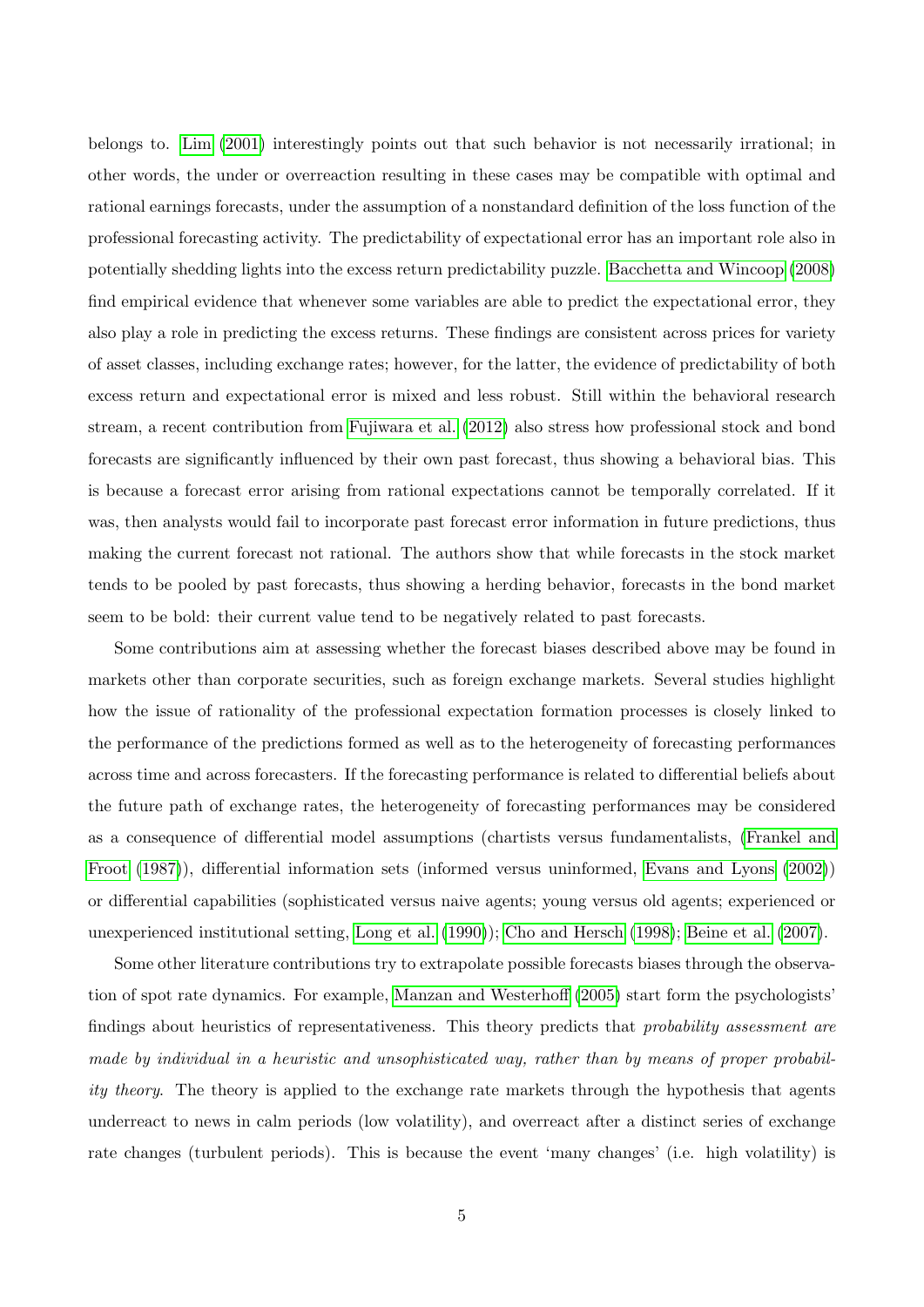belongs to. Lim (2001) interestingly points out that such behavior is not necessarily irrational; in other words, the under or overreaction resulting in these cases may be compatible with optimal and rational earnings forecasts, under the assumption of a nonstandard definition of the loss function of the professional forecasting activity. The predictability of expectational error has an important role also in potentially shedding lights into the excess return predictability puzzle. Bacchetta and Wincoop (2008) find empirical evidence that whenever some variables are able to predict the expectational error, they also play a role in predicting the excess returns. These findings are consistent across prices for variety of asset classes, including exchange rates; however, for the latter, the evidence of predictability of both excess return and expectational error is mixed and less robust. Still within the behavioral research stream, a recent contribution from Fujiwara et al. (2012) also stress how professional stock and bond forecasts are significantly influenced by their own past forecast, thus showing a behavioral bias. This is because a forecast error arising from rational expectations cannot be temporally correlated. If it was, then analysts would fail to incorporate past forecast error information in future predictions, thus making the current forecast not rational. The authors show that while forecasts in the stock market tends to be pooled by past forecasts, thus showing a herding behavior, forecasts in the bond market seem to be bold: their current value tend to be negatively related to past forecasts.

Some contributions aim at assessing whether the forecast biases described above may be found in markets other than corporate securities, such as foreign exchange markets. Several studies highlight how the issue of rationality of the professional expectation formation processes is closely linked to the performance of the predictions formed as well as to the heterogeneity of forecasting performances across time and across forecasters. If the forecasting performance is related to differential beliefs about the future path of exchange rates, the heterogeneity of forecasting performances may be considered as a consequence of differential model assumptions (chartists versus fundamentalists, (Frankel and Froot (1987)), differential information sets (informed versus uninformed, Evans and Lyons (2002)) or differential capabilities (sophisticated versus naive agents; young versus old agents; experienced or unexperienced institutional setting, Long et al. (1990)); Cho and Hersch (1998); Beine et al. (2007).

Some other literature contributions try to extrapolate possible forecasts biases through the observation of spot rate dynamics. For example, Manzan and Westerhoff (2005) start form the psychologists' findings about heuristics of representativeness. This theory predicts that *probability assessment are made by individual in a heuristic and unsophisticated way, rather than by means of proper probability theory*. The theory is applied to the exchange rate markets through the hypothesis that agents underreact to news in calm periods (low volatility), and overreact after a distinct series of exchange rate changes (turbulent periods). This is because the event 'many changes' (i.e. high volatility) is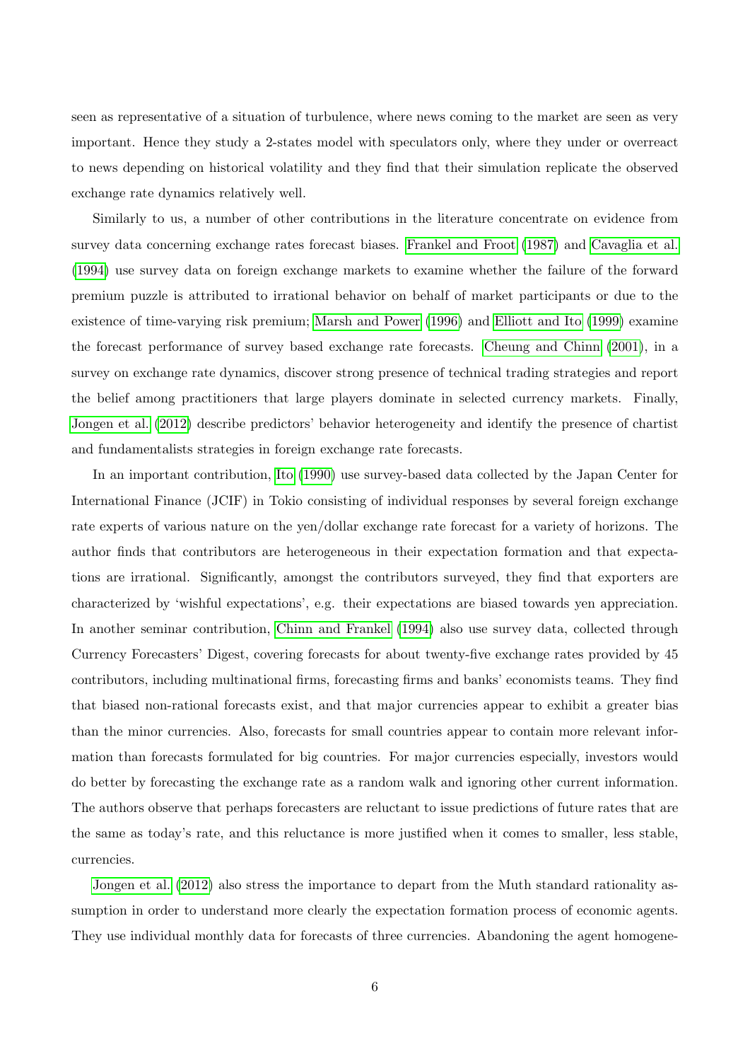seen as representative of a situation of turbulence, where news coming to the market are seen as very important. Hence they study a 2-states model with speculators only, where they under or overreact to news depending on historical volatility and they find that their simulation replicate the observed exchange rate dynamics relatively well.

Similarly to us, a number of other contributions in the literature concentrate on evidence from survey data concerning exchange rates forecast biases. Frankel and Froot (1987) and Cavaglia et al. (1994) use survey data on foreign exchange markets to examine whether the failure of the forward premium puzzle is attributed to irrational behavior on behalf of market participants or due to the existence of time-varying risk premium; Marsh and Power (1996) and Elliott and Ito (1999) examine the forecast performance of survey based exchange rate forecasts. Cheung and Chinn (2001), in a survey on exchange rate dynamics, discover strong presence of technical trading strategies and report the belief among practitioners that large players dominate in selected currency markets. Finally, Jongen et al. (2012) describe predictors' behavior heterogeneity and identify the presence of chartist and fundamentalists strategies in foreign exchange rate forecasts.

In an important contribution, Ito (1990) use survey-based data collected by the Japan Center for International Finance (JCIF) in Tokio consisting of individual responses by several foreign exchange rate experts of various nature on the yen/dollar exchange rate forecast for a variety of horizons. The author finds that contributors are heterogeneous in their expectation formation and that expectations are irrational. Significantly, amongst the contributors surveyed, they find that exporters are characterized by 'wishful expectations', e.g. their expectations are biased towards yen appreciation. In another seminar contribution, Chinn and Frankel (1994) also use survey data, collected through Currency Forecasters' Digest, covering forecasts for about twenty-five exchange rates provided by 45 contributors, including multinational firms, forecasting firms and banks' economists teams. They find that biased non-rational forecasts exist, and that major currencies appear to exhibit a greater bias than the minor currencies. Also, forecasts for small countries appear to contain more relevant information than forecasts formulated for big countries. For major currencies especially, investors would do better by forecasting the exchange rate as a random walk and ignoring other current information. The authors observe that perhaps forecasters are reluctant to issue predictions of future rates that are the same as today's rate, and this reluctance is more justified when it comes to smaller, less stable, currencies.

Jongen et al. (2012) also stress the importance to depart from the Muth standard rationality assumption in order to understand more clearly the expectation formation process of economic agents. They use individual monthly data for forecasts of three currencies. Abandoning the agent homogene-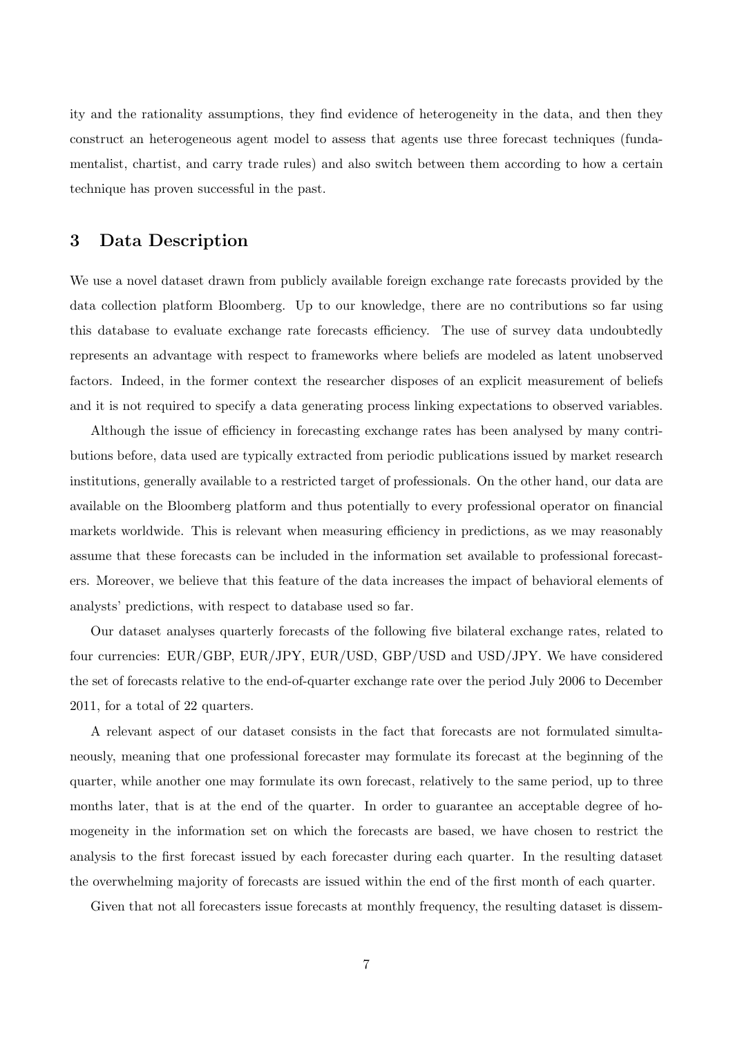ity and the rationality assumptions, they find evidence of heterogeneity in the data, and then they construct an heterogeneous agent model to assess that agents use three forecast techniques (fundamentalist, chartist, and carry trade rules) and also switch between them according to how a certain technique has proven successful in the past.

## 3 Data Description

We use a novel dataset drawn from publicly available foreign exchange rate forecasts provided by the data collection platform Bloomberg. Up to our knowledge, there are no contributions so far using this database to evaluate exchange rate forecasts efficiency. The use of survey data undoubtedly represents an advantage with respect to frameworks where beliefs are modeled as latent unobserved factors. Indeed, in the former context the researcher disposes of an explicit measurement of beliefs and it is not required to specify a data generating process linking expectations to observed variables.

Although the issue of efficiency in forecasting exchange rates has been analysed by many contributions before, data used are typically extracted from periodic publications issued by market research institutions, generally available to a restricted target of professionals. On the other hand, our data are available on the Bloomberg platform and thus potentially to every professional operator on financial markets worldwide. This is relevant when measuring efficiency in predictions, as we may reasonably assume that these forecasts can be included in the information set available to professional forecasters. Moreover, we believe that this feature of the data increases the impact of behavioral elements of analysts' predictions, with respect to database used so far.

Our dataset analyses quarterly forecasts of the following five bilateral exchange rates, related to four currencies: EUR/GBP, EUR/JPY, EUR/USD, GBP/USD and USD/JPY. We have considered the set of forecasts relative to the end-of-quarter exchange rate over the period July 2006 to December 2011, for a total of 22 quarters.

A relevant aspect of our dataset consists in the fact that forecasts are not formulated simultaneously, meaning that one professional forecaster may formulate its forecast at the beginning of the quarter, while another one may formulate its own forecast, relatively to the same period, up to three months later, that is at the end of the quarter. In order to guarantee an acceptable degree of homogeneity in the information set on which the forecasts are based, we have chosen to restrict the analysis to the first forecast issued by each forecaster during each quarter. In the resulting dataset the overwhelming majority of forecasts are issued within the end of the first month of each quarter.

Given that not all forecasters issue forecasts at monthly frequency, the resulting dataset is dissem-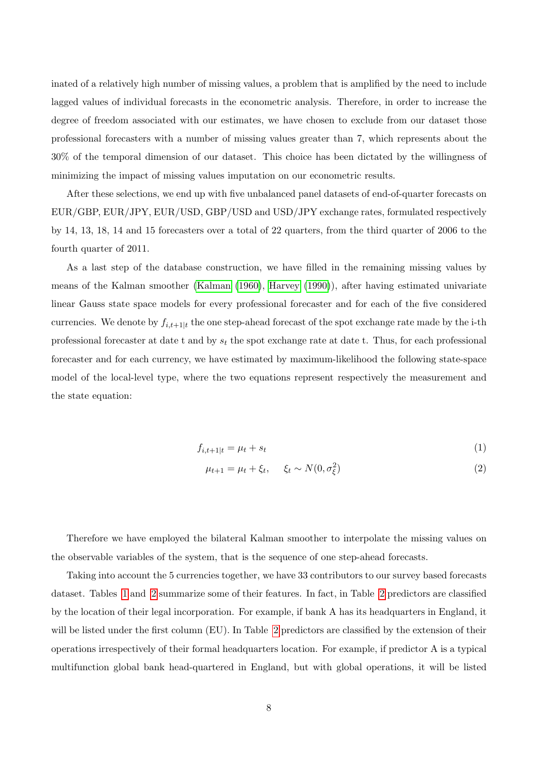inated of a relatively high number of missing values, a problem that is amplified by the need to include lagged values of individual forecasts in the econometric analysis. Therefore, in order to increase the degree of freedom associated with our estimates, we have chosen to exclude from our dataset those professional forecasters with a number of missing values greater than 7, which represents about the 30% of the temporal dimension of our dataset. This choice has been dictated by the willingness of minimizing the impact of missing values imputation on our econometric results.

After these selections, we end up with five unbalanced panel datasets of end-of-quarter forecasts on EUR/GBP, EUR/JPY, EUR/USD, GBP/USD and USD/JPY exchange rates, formulated respectively by 14, 13, 18, 14 and 15 forecasters over a total of 22 quarters, from the third quarter of 2006 to the fourth quarter of 2011.

As a last step of the database construction, we have filled in the remaining missing values by means of the Kalman smoother (Kalman (1960), Harvey (1990)), after having estimated univariate linear Gauss state space models for every professional forecaster and for each of the five considered currencies. We denote by $f_{i,t+1|t}$ the one step-ahead forecast of the spot exchange rate made by the i-th professional forecaster at date t and by $s_t$ the spot exchange rate at date t. Thus, for each professional forecaster and for each currency, we have estimated by maximum-likelihood the following state-space model of the local-level type, where the two equations represent respectively the measurement and the state equation:

$$f_{i,t+1|t} = \mu_t + s_t \tag{1}$$

$$\mu_{t+1} = \mu_t + \xi_t, \quad \xi_t \sim N(0, \sigma_\xi^2) \tag{2}$$

Therefore we have employed the bilateral Kalman smoother to interpolate the missing values on the observable variables of the system, that is the sequence of one step-ahead forecasts.

Taking into account the 5 currencies together, we have 33 contributors to our survey based forecasts dataset. Tables 1 and 2 summarize some of their features. In fact, in Table 2 predictors are classified by the location of their legal incorporation. For example, if bank A has its headquarters in England, it will be listed under the first column (EU). In Table 2 predictors are classified by the extension of their operations irrespectively of their formal headquarters location. For example, if predictor A is a typical multifunction global bank head-quartered in England, but with global operations, it will be listed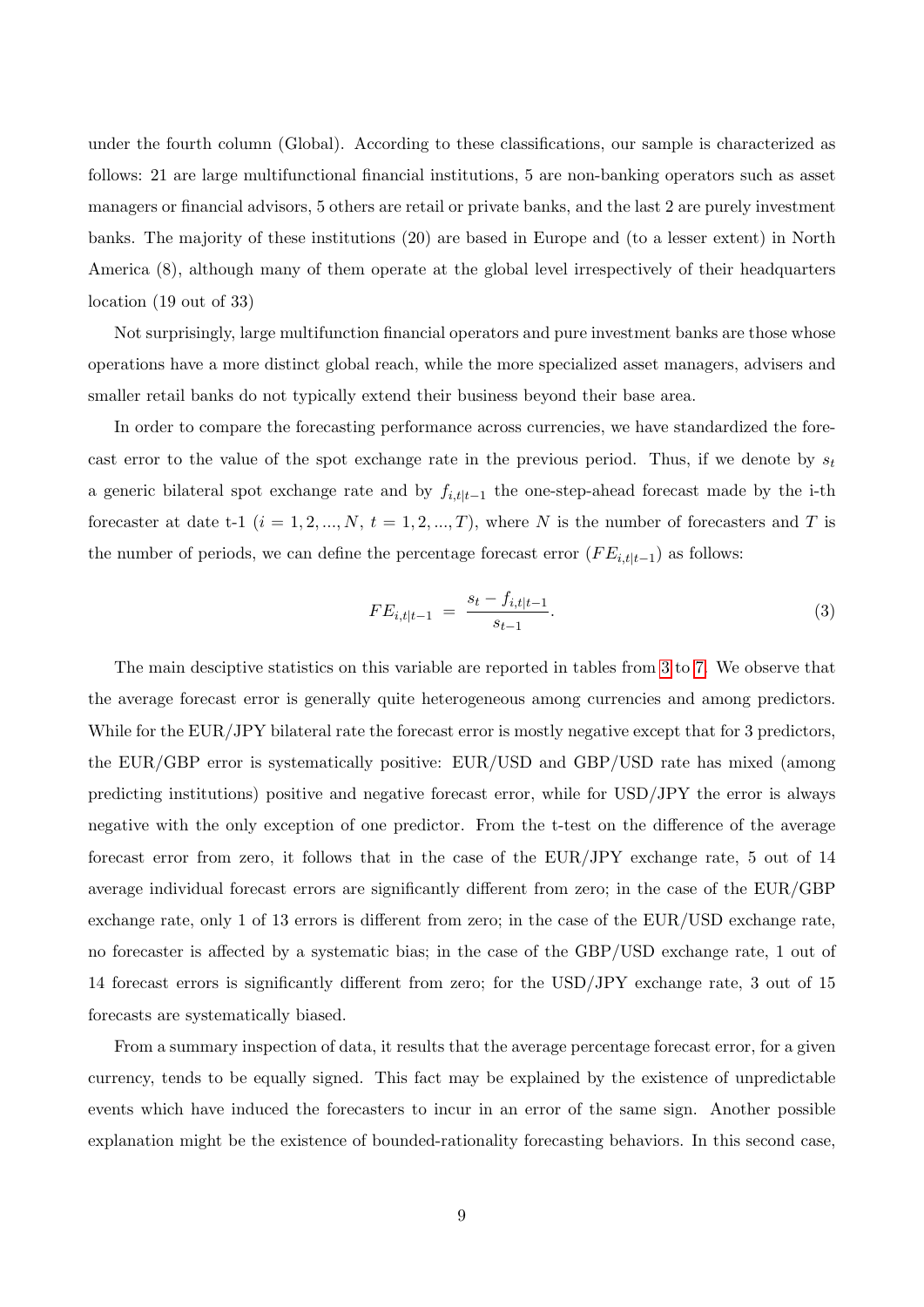under the fourth column (Global). According to these classifications, our sample is characterized as follows: 21 are large multifunctional financial institutions, 5 are non-banking operators such as asset managers or financial advisors, 5 others are retail or private banks, and the last 2 are purely investment banks. The majority of these institutions (20) are based in Europe and (to a lesser extent) in North America (8), although many of them operate at the global level irrespectively of their headquarters location (19 out of 33)

Not surprisingly, large multifunction financial operators and pure investment banks are those whose operations have a more distinct global reach, while the more specialized asset managers, advisers and smaller retail banks do not typically extend their business beyond their base area.

In order to compare the forecasting performance across currencies, we have standardized the forecast error to the value of the spot exchange rate in the previous period. Thus, if we denote by $s_t$ a generic bilateral spot exchange rate and by $f_{i,t|t-1}$ the one-step-ahead forecast made by the i-th forecaster at date t-1 ($i = 1, 2, ..., N$, $t = 1, 2, ..., T$), where $N$ is the number of forecasters and $T$ is the number of periods, we can define the percentage forecast error ($FE_{i,t|t-1}$) as follows:

$$FE_{i,t|t-1} \; = \; \frac{s_t - f_{i,t|t-1}}{s_{t-1}}. \tag{3}$$

The main desciptive statistics on this variable are reported in tables from 3 to 7. We observe that the average forecast error is generally quite heterogeneous among currencies and among predictors. While for the EUR/JPY bilateral rate the forecast error is mostly negative except that for 3 predictors, the EUR/GBP error is systematically positive: EUR/USD and GBP/USD rate has mixed (among predicting institutions) positive and negative forecast error, while for USD/JPY the error is always negative with the only exception of one predictor. From the t-test on the difference of the average forecast error from zero, it follows that in the case of the EUR/JPY exchange rate, 5 out of 14 average individual forecast errors are significantly different from zero; in the case of the EUR/GBP exchange rate, only 1 of 13 errors is different from zero; in the case of the EUR/USD exchange rate, no forecaster is affected by a systematic bias; in the case of the GBP/USD exchange rate, 1 out of 14 forecast errors is significantly different from zero; for the USD/JPY exchange rate, 3 out of 15 forecasts are systematically biased.

From a summary inspection of data, it results that the average percentage forecast error, for a given currency, tends to be equally signed. This fact may be explained by the existence of unpredictable events which have induced the forecasters to incur in an error of the same sign. Another possible explanation might be the existence of bounded-rationality forecasting behaviors. In this second case,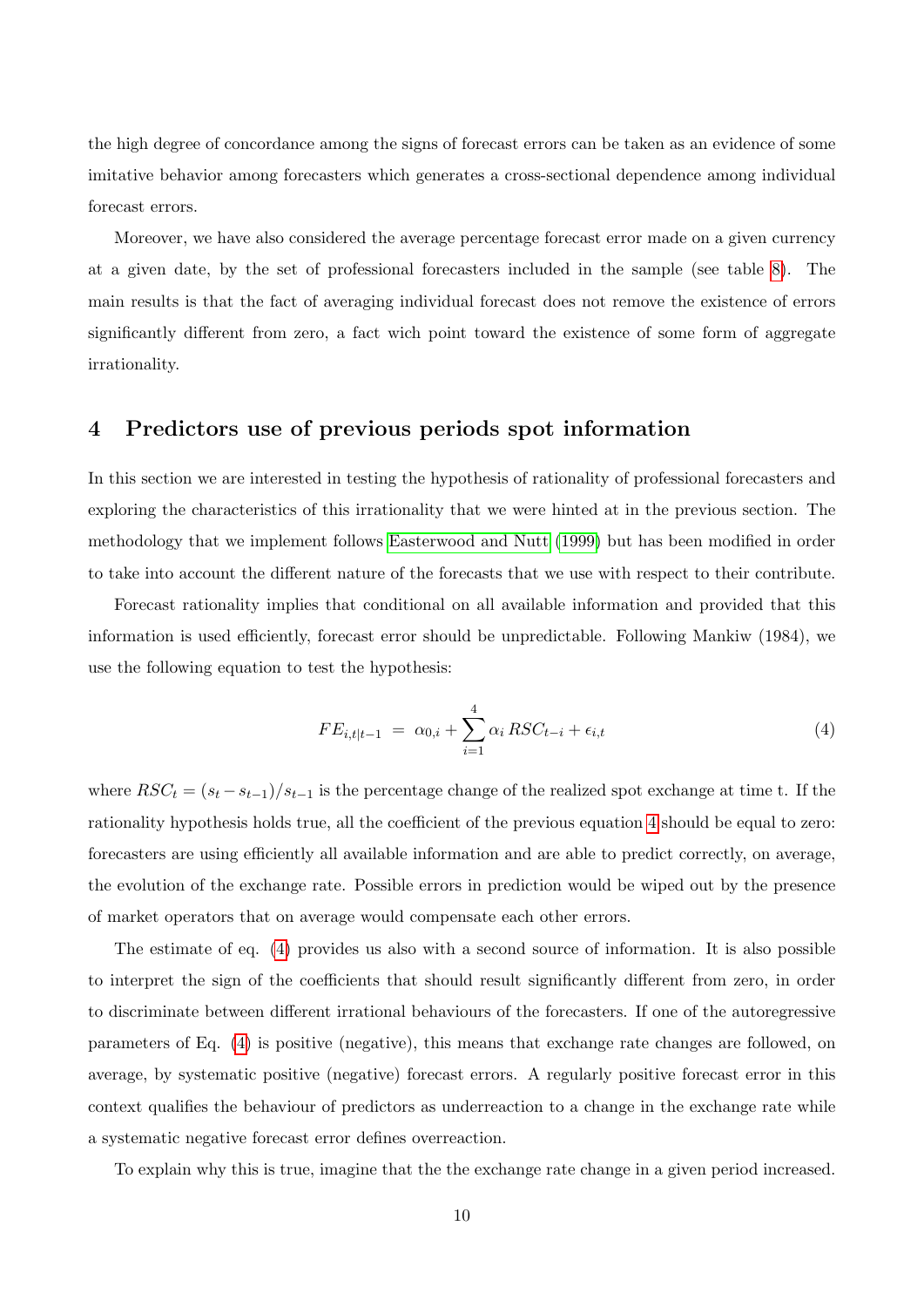the high degree of concordance among the signs of forecast errors can be taken as an evidence of some imitative behavior among forecasters which generates a cross-sectional dependence among individual forecast errors.

Moreover, we have also considered the average percentage forecast error made on a given currency at a given date, by the set of professional forecasters included in the sample (see table 8). The main results is that the fact of averaging individual forecast does not remove the existence of errors significantly different from zero, a fact wich point toward the existence of some form of aggregate irrationality.

## 4 Predictors use of previous periods spot information

In this section we are interested in testing the hypothesis of rationality of professional forecasters and exploring the characteristics of this irrationality that we were hinted at in the previous section. The methodology that we implement follows Easterwood and Nutt (1999) but has been modified in order to take into account the different nature of the forecasts that we use with respect to their contribute.

Forecast rationality implies that conditional on all available information and provided that this information is used efficiently, forecast error should be unpredictable. Following Mankiw (1984), we use the following equation to test the hypothesis:

$$FE_{i,t|t-1} \;=\; \alpha_{0,i} + \sum_{i=1}^{4} \alpha_i \, RSC_{t-i} + \epsilon_{i,t} \tag{4}$$

where $RSC_t = (s_t - s_{t-1})/s_{t-1}$ is the percentage change of the realized spot exchange at time t. If the rationality hypothesis holds true, all the coefficient of the previous equation 4 should be equal to zero: forecasters are using efficiently all available information and are able to predict correctly, on average, the evolution of the exchange rate. Possible errors in prediction would be wiped out by the presence of market operators that on average would compensate each other errors.

The estimate of eq. (4) provides us also with a second source of information. It is also possible to interpret the sign of the coefficients that should result significantly different from zero, in order to discriminate between different irrational behaviours of the forecasters. If one of the autoregressive parameters of Eq. (4) is positive (negative), this means that exchange rate changes are followed, on average, by systematic positive (negative) forecast errors. A regularly positive forecast error in this context qualifies the behaviour of predictors as underreaction to a change in the exchange rate while a systematic negative forecast error defines overreaction.

To explain why this is true, imagine that the the exchange rate change in a given period increased.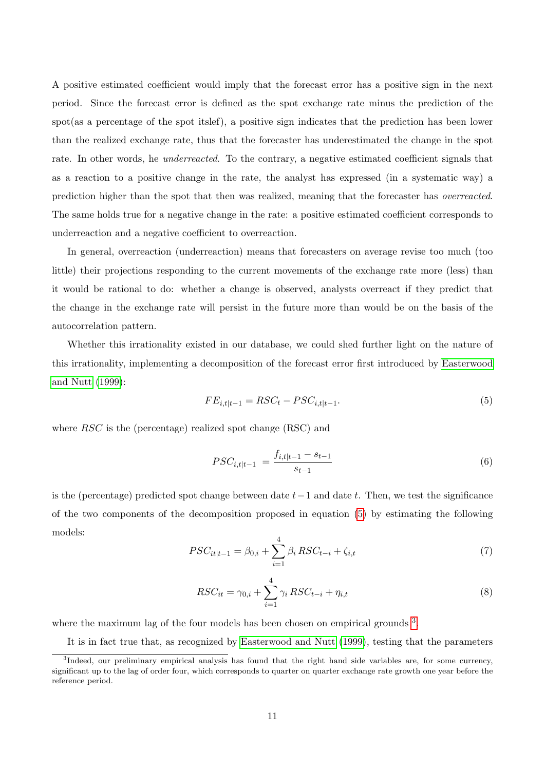A positive estimated coefficient would imply that the forecast error has a positive sign in the next period. Since the forecast error is defined as the spot exchange rate minus the prediction of the spot(as a percentage of the spot itslef), a positive sign indicates that the prediction has been lower than the realized exchange rate, thus that the forecaster has underestimated the change in the spot rate. In other words, he *underreacted*. To the contrary, a negative estimated coefficient signals that as a reaction to a positive change in the rate, the analyst has expressed (in a systematic way) a prediction higher than the spot that then was realized, meaning that the forecaster has *overreacted*. The same holds true for a negative change in the rate: a positive estimated coefficient corresponds to underreaction and a negative coefficient to overreaction.

In general, overreaction (underreaction) means that forecasters on average revise too much (too little) their projections responding to the current movements of the exchange rate more (less) than it would be rational to do: whether a change is observed, analysts overreact if they predict that the change in the exchange rate will persist in the future more than would be on the basis of the autocorrelation pattern.

Whether this irrationality existed in our database, we could shed further light on the nature of this irrationality, implementing a decomposition of the forecast error first introduced by Easterwood and Nutt (1999):

$$FE_{i,t|t-1} = RSC_t - PSC_{i,t|t-1}. \tag{5}$$

where $RSC$ is the (percentage) realized spot change (RSC) and

$$PSC_{i,t|t-1} = \frac{f_{i,t|t-1} - s_{t-1}}{s_{t-1}} \tag{6}$$

is the (percentage) predicted spot change between date $t-1$ and date $t$. Then, we test the significance of the two components of the decomposition proposed in equation (5) by estimating the following models:

$$PSC_{it|t-1} = \beta_{0,i} + \sum_{i=1}^{4} \beta_i \, RSC_{t-i} + \zeta_{i,t} \tag{7}$$

$$RSC_{it} = \gamma_{0,i} + \sum_{i=1}^{4} \gamma_i \, RSC_{t-i} + \eta_{i,t} \tag{8}$$

where the maximum lag of the four models has been chosen on empirical grounds [3].

It is in fact true that, as recognized by Easterwood and Nutt (1999), testing that the parameters

[3] Indeed, our preliminary empirical analysis has found that the right hand side variables are, for some currency, significant up to the lag of order four, which corresponds to quarter on quarter exchange rate growth one year before the reference period.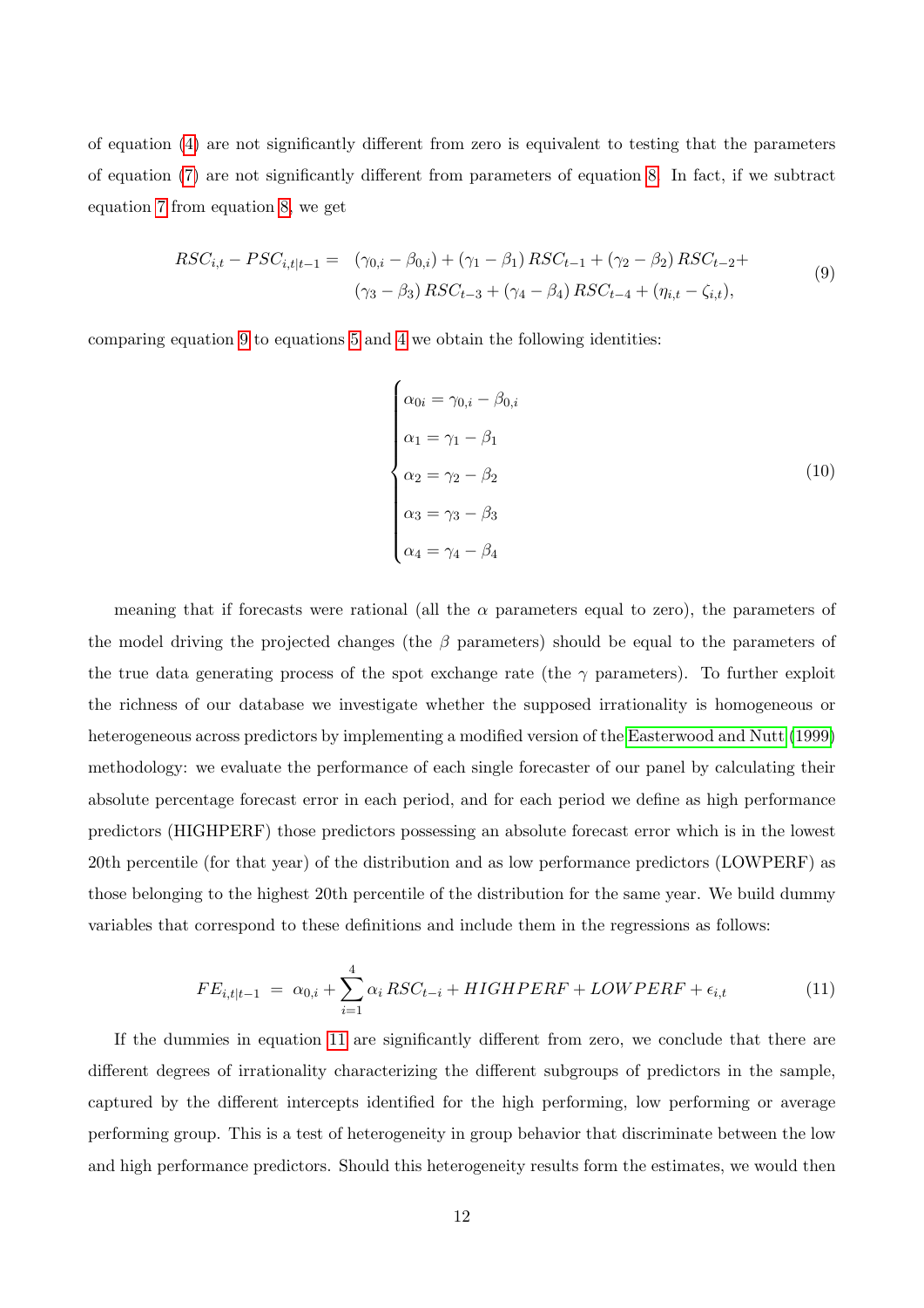of equation (4) are not significantly different from zero is equivalent to testing that the parameters of equation (7) are not significantly different from parameters of equation 8. In fact, if we subtract equation 7 from equation 8, we get

$$
\begin{aligned}
RSC_{i,t} - PSC_{i,t|t-1} = \ & (\gamma_{0,i} - \beta_{0,i}) + (\gamma_1 - \beta_1)\, RSC_{t-1} + (\gamma_2 - \beta_2)\, RSC_{t-2} + \\
& (\gamma_3 - \beta_3)\, RSC_{t-3} + (\gamma_4 - \beta_4)\, RSC_{t-4} + (\eta_{i,t} - \zeta_{i,t}),
\end{aligned}
\tag{9}
$$

comparing equation 9 to equations 5 and 4 we obtain the following identities:

$$
\begin{cases}
\alpha_{0i} = \gamma_{0,i} - \beta_{0,i} \\
\alpha_1 = \gamma_1 - \beta_1 \\
\alpha_2 = \gamma_2 - \beta_2 \\
\alpha_3 = \gamma_3 - \beta_3 \\
\alpha_4 = \gamma_4 - \beta_4
\end{cases}
\tag{10}
$$

meaning that if forecasts were rational (all the $\alpha$ parameters equal to zero), the parameters of the model driving the projected changes (the $\beta$ parameters) should be equal to the parameters of the true data generating process of the spot exchange rate (the $\gamma$ parameters). To further exploit the richness of our database we investigate whether the supposed irrationality is homogeneous or heterogeneous across predictors by implementing a modified version of the Easterwood and Nutt (1999) methodology: we evaluate the performance of each single forecaster of our panel by calculating their absolute percentage forecast error in each period, and for each period we define as high performance predictors (HIGHPERF) those predictors possessing an absolute forecast error which is in the lowest 20th percentile (for that year) of the distribution and as low performance predictors (LOWPERF) as those belonging to the highest 20th percentile of the distribution for the same year. We build dummy variables that correspond to these definitions and include them in the regressions as follows:

$$
FE_{i,t|t-1} \ = \ \alpha_{0,i} + \sum_{i=1}^{4} \alpha_i\, RSC_{t-i} + HIGHPERF + LOWPERF + \epsilon_{i,t} \tag{11}
$$

If the dummies in equation 11 are significantly different from zero, we conclude that there are different degrees of irrationality characterizing the different subgroups of predictors in the sample, captured by the different intercepts identified for the high performing, low performing or average performing group. This is a test of heterogeneity in group behavior that discriminate between the low and high performance predictors. Should this heterogeneity results form the estimates, we would then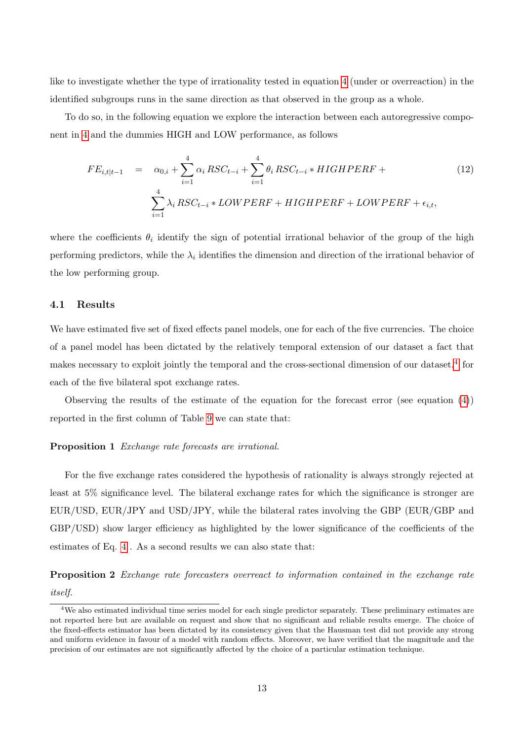like to investigate whether the type of irrationality tested in equation 4 (under or overreaction) in the identified subgroups runs in the same direction as that observed in the group as a whole.

To do so, in the following equation we explore the interaction between each autoregressive component in 4 and the dummies HIGH and LOW performance, as follows

$$
\begin{aligned}
FE_{i,t|t-1} \quad = \quad & \alpha_{0,i} + \sum_{i=1}^{4} \alpha_i \, RSC_{t-i} + \sum_{i=1}^{4} \theta_i \, RSC_{t-i} * HIGHPERF + \\
& \sum_{i=1}^{4} \lambda_i \, RSC_{t-i} * LOWPERF + HIGHPERF + LOWPERF + \epsilon_{i,t},
\end{aligned} \tag{12}
$$

where the coefficients $\theta_i$ identify the sign of potential irrational behavior of the group of the high performing predictors, while the $\lambda_i$ identifies the dimension and direction of the irrational behavior of the low performing group.

### 4.1 Results

We have estimated five set of fixed effects panel models, one for each of the five currencies. The choice of a panel model has been dictated by the relatively temporal extension of our dataset a fact that makes necessary to exploit jointly the temporal and the cross-sectional dimension of our dataset.[4] for each of the five bilateral spot exchange rates.

Observing the results of the estimate of the equation for the forecast error (see equation (4)) reported in the first column of Table 9 we can state that:

**Proposition 1** *Exchange rate forecasts are irrational.*

For the five exchange rates considered the hypothesis of rationality is always strongly rejected at least at 5% significance level. The bilateral exchange rates for which the significance is stronger are EUR/USD, EUR/JPY and USD/JPY, while the bilateral rates involving the GBP (EUR/GBP and GBP/USD) show larger efficiency as highlighted by the lower significance of the coefficients of the estimates of Eq. 4 . As a second results we can also state that:

**Proposition 2** *Exchange rate forecasters overreact to information contained in the exchange rate itself.*

---

[4] We also estimated individual time series model for each single predictor separately. These preliminary estimates are not reported here but are available on request and show that no significant and reliable results emerge. The choice of the fixed-effects estimator has been dictated by its consistency given that the Hausman test did not provide any strong and uniform evidence in favour of a model with random effects. Moreover, we have verified that the magnitude and the precision of our estimates are not significantly affected by the choice of a particular estimation technique.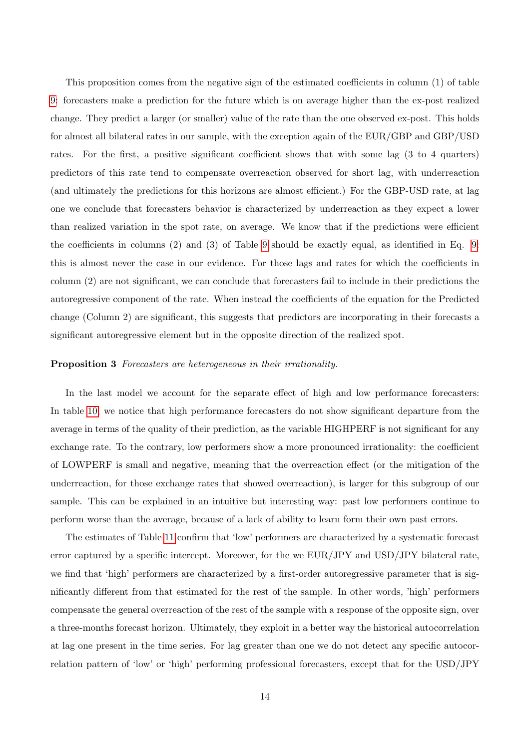This proposition comes from the negative sign of the estimated coefficients in column (1) of table 9: forecasters make a prediction for the future which is on average higher than the ex-post realized change. They predict a larger (or smaller) value of the rate than the one observed ex-post. This holds for almost all bilateral rates in our sample, with the exception again of the EUR/GBP and GBP/USD rates. For the first, a positive significant coefficient shows that with some lag (3 to 4 quarters) predictors of this rate tend to compensate overreaction observed for short lag, with underreaction (and ultimately the predictions for this horizons are almost efficient.) For the GBP-USD rate, at lag one we conclude that forecasters behavior is characterized by underreaction as they expect a lower than realized variation in the spot rate, on average. We know that if the predictions were efficient the coefficients in columns (2) and (3) of Table 9 should be exactly equal, as identified in Eq. 9: this is almost never the case in our evidence. For those lags and rates for which the coefficients in column (2) are not significant, we can conclude that forecasters fail to include in their predictions the autoregressive component of the rate. When instead the coefficients of the equation for the Predicted change (Column 2) are significant, this suggests that predictors are incorporating in their forecasts a significant autoregressive element but in the opposite direction of the realized spot.

**Proposition 3** *Forecasters are heterogeneous in their irrationality.*

In the last model we account for the separate effect of high and low performance forecasters: In table 10, we notice that high performance forecasters do not show significant departure from the average in terms of the quality of their prediction, as the variable HIGHPERF is not significant for any exchange rate. To the contrary, low performers show a more pronounced irrationality: the coefficient of LOWPERF is small and negative, meaning that the overreaction effect (or the mitigation of the underreaction, for those exchange rates that showed overreaction), is larger for this subgroup of our sample. This can be explained in an intuitive but interesting way: past low performers continue to perform worse than the average, because of a lack of ability to learn form their own past errors.

The estimates of Table 11 confirm that 'low' performers are characterized by a systematic forecast error captured by a specific intercept. Moreover, for the we EUR/JPY and USD/JPY bilateral rate, we find that 'high' performers are characterized by a first-order autoregressive parameter that is significantly different from that estimated for the rest of the sample. In other words, 'high' performers compensate the general overreaction of the rest of the sample with a response of the opposite sign, over a three-months forecast horizon. Ultimately, they exploit in a better way the historical autocorrelation at lag one present in the time series. For lag greater than one we do not detect any specific autocorrelation pattern of 'low' or 'high' performing professional forecasters, except that for the USD/JPY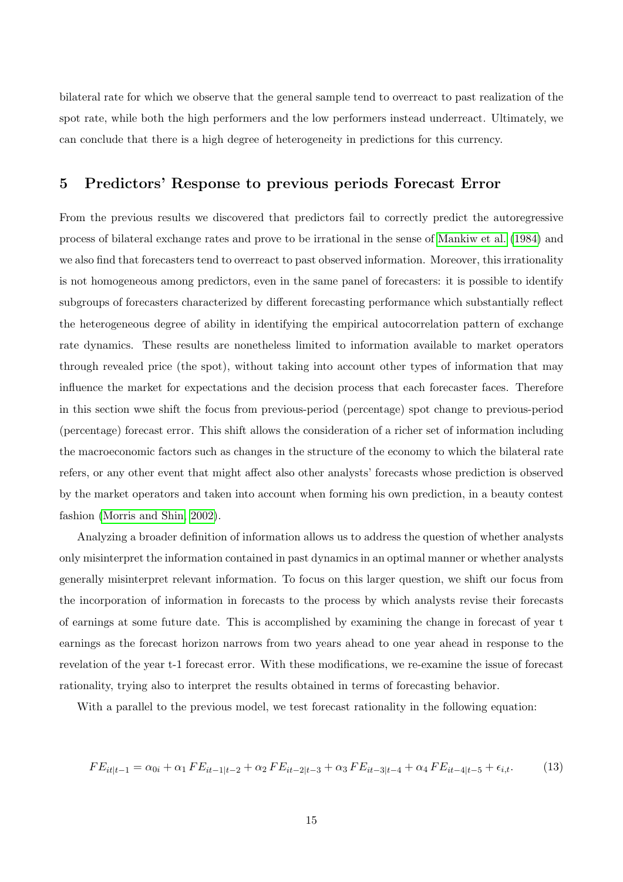bilateral rate for which we observe that the general sample tend to overreact to past realization of the spot rate, while both the high performers and the low performers instead underreact. Ultimately, we can conclude that there is a high degree of heterogeneity in predictions for this currency.

## 5 Predictors' Response to previous periods Forecast Error

From the previous results we discovered that predictors fail to correctly predict the autoregressive process of bilateral exchange rates and prove to be irrational in the sense of Mankiw et al. (1984) and we also find that forecasters tend to overreact to past observed information. Moreover, this irrationality is not homogeneous among predictors, even in the same panel of forecasters: it is possible to identify subgroups of forecasters characterized by different forecasting performance which substantially reflect the heterogeneous degree of ability in identifying the empirical autocorrelation pattern of exchange rate dynamics. These results are nonetheless limited to information available to market operators through revealed price (the spot), without taking into account other types of information that may influence the market for expectations and the decision process that each forecaster faces. Therefore in this section wwe shift the focus from previous-period (percentage) spot change to previous-period (percentage) forecast error. This shift allows the consideration of a richer set of information including the macroeconomic factors such as changes in the structure of the economy to which the bilateral rate refers, or any other event that might affect also other analysts' forecasts whose prediction is observed by the market operators and taken into account when forming his own prediction, in a beauty contest fashion (Morris and Shin, 2002).

Analyzing a broader definition of information allows us to address the question of whether analysts only misinterpret the information contained in past dynamics in an optimal manner or whether analysts generally misinterpret relevant information. To focus on this larger question, we shift our focus from the incorporation of information in forecasts to the process by which analysts revise their forecasts of earnings at some future date. This is accomplished by examining the change in forecast of year t earnings as the forecast horizon narrows from two years ahead to one year ahead in response to the revelation of the year t-1 forecast error. With these modifications, we re-examine the issue of forecast rationality, trying also to interpret the results obtained in terms of forecasting behavior.

With a parallel to the previous model, we test forecast rationality in the following equation:

$$FE_{it|t-1} = \alpha_{0i} + \alpha_1\, FE_{it-1|t-2} + \alpha_2\, FE_{it-2|t-3} + \alpha_3\, FE_{it-3|t-4} + \alpha_4\, FE_{it-4|t-5} + \epsilon_{i,t}. \tag{13}$$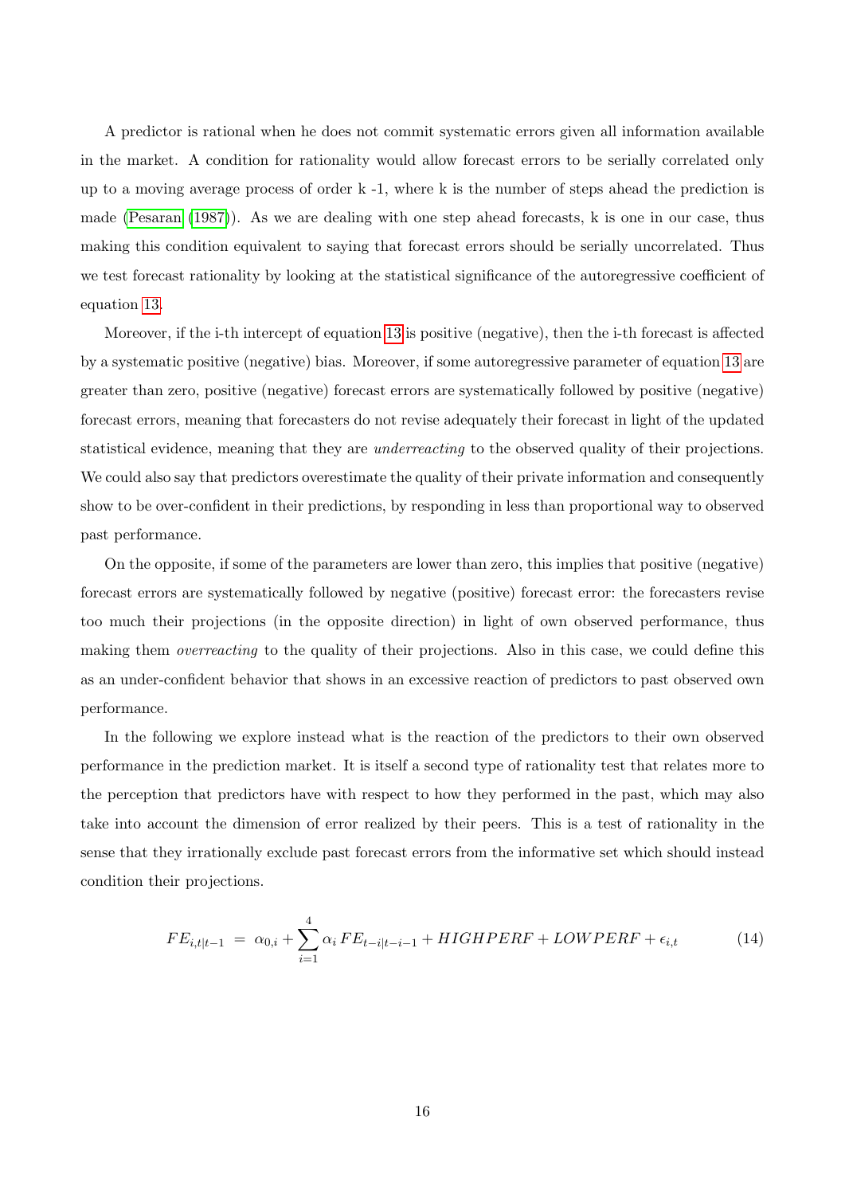A predictor is rational when he does not commit systematic errors given all information available in the market. A condition for rationality would allow forecast errors to be serially correlated only up to a moving average process of order k -1, where k is the number of steps ahead the prediction is made (Pesaran (1987)). As we are dealing with one step ahead forecasts, k is one in our case, thus making this condition equivalent to saying that forecast errors should be serially uncorrelated. Thus we test forecast rationality by looking at the statistical significance of the autoregressive coefficient of equation 13.

Moreover, if the i-th intercept of equation 13 is positive (negative), then the i-th forecast is affected by a systematic positive (negative) bias. Moreover, if some autoregressive parameter of equation 13 are greater than zero, positive (negative) forecast errors are systematically followed by positive (negative) forecast errors, meaning that forecasters do not revise adequately their forecast in light of the updated statistical evidence, meaning that they are *underreacting* to the observed quality of their projections. We could also say that predictors overestimate the quality of their private information and consequently show to be over-confident in their predictions, by responding in less than proportional way to observed past performance.

On the opposite, if some of the parameters are lower than zero, this implies that positive (negative) forecast errors are systematically followed by negative (positive) forecast error: the forecasters revise too much their projections (in the opposite direction) in light of own observed performance, thus making them *overreacting* to the quality of their projections. Also in this case, we could define this as an under-confident behavior that shows in an excessive reaction of predictors to past observed own performance.

In the following we explore instead what is the reaction of the predictors to their own observed performance in the prediction market. It is itself a second type of rationality test that relates more to the perception that predictors have with respect to how they performed in the past, which may also take into account the dimension of error realized by their peers. This is a test of rationality in the sense that they irrationally exclude past forecast errors from the informative set which should instead condition their projections.

$$FE_{i,t|t-1} \;=\; \alpha_{0,i} + \sum_{i=1}^{4} \alpha_i \, FE_{t-i|t-i-1} + HIGHPERF + LOWPERF + \epsilon_{i,t} \tag{14}$$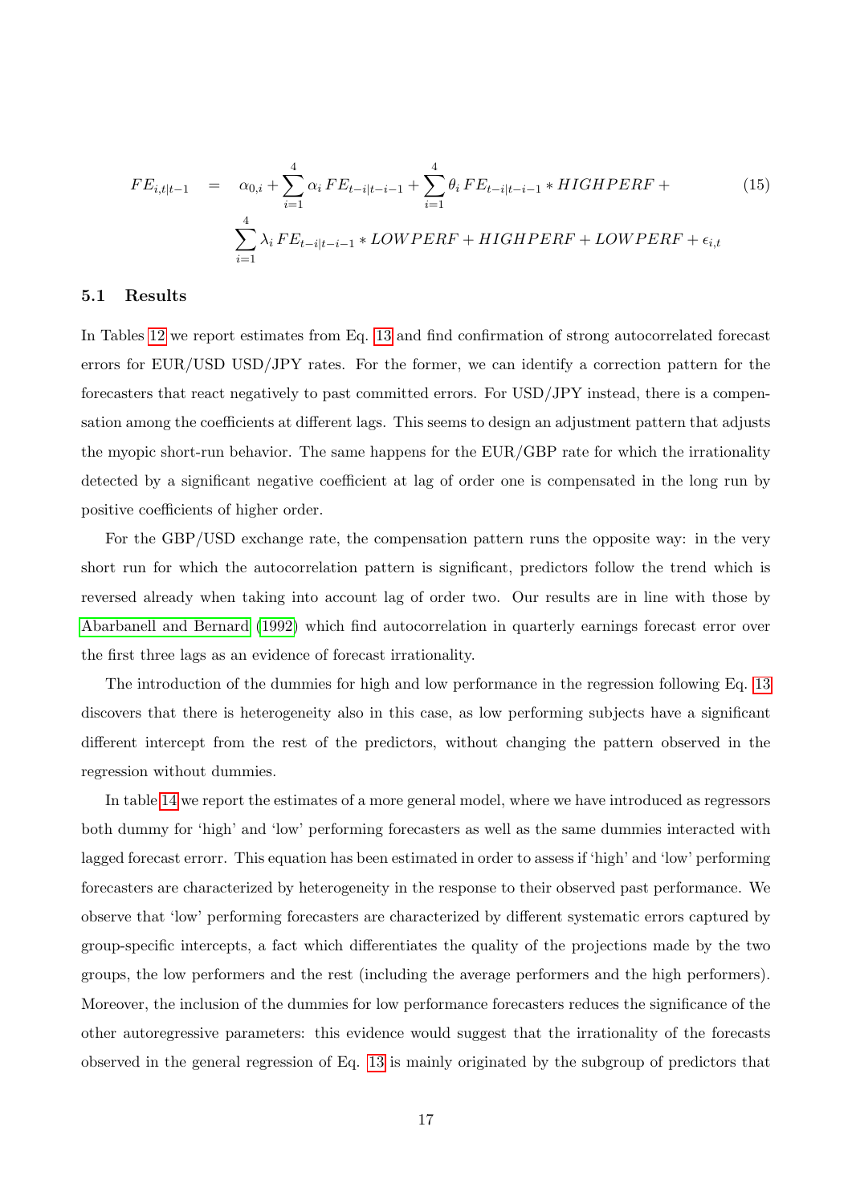$$
\begin{aligned}
FE_{i,t|t-1} \quad &= \quad \alpha_{0,i} + \sum_{i=1}^{4} \alpha_i \, FE_{t-i|t-i-1} + \sum_{i=1}^{4} \theta_i \, FE_{t-i|t-i-1} * HIGHPERF + \\
&\quad \sum_{i=1}^{4} \lambda_i \, FE_{t-i|t-i-1} * LOWPERF + HIGHPERF + LOWPERF + \epsilon_{i,t}
\end{aligned} \tag{15}
$$

### 5.1 Results

In Tables 12 we report estimates from Eq. 13 and find confirmation of strong autocorrelated forecast errors for EUR/USD USD/JPY rates. For the former, we can identify a correction pattern for the forecasters that react negatively to past committed errors. For USD/JPY instead, there is a compensation among the coefficients at different lags. This seems to design an adjustment pattern that adjusts the myopic short-run behavior. The same happens for the EUR/GBP rate for which the irrationality detected by a significant negative coefficient at lag of order one is compensated in the long run by positive coefficients of higher order.

For the GBP/USD exchange rate, the compensation pattern runs the opposite way: in the very short run for which the autocorrelation pattern is significant, predictors follow the trend which is reversed already when taking into account lag of order two. Our results are in line with those by Abarbanell and Bernard (1992) which find autocorrelation in quarterly earnings forecast error over the first three lags as an evidence of forecast irrationality.

The introduction of the dummies for high and low performance in the regression following Eq. 13 discovers that there is heterogeneity also in this case, as low performing subjects have a significant different intercept from the rest of the predictors, without changing the pattern observed in the regression without dummies.

In table 14 we report the estimates of a more general model, where we have introduced as regressors both dummy for 'high' and 'low' performing forecasters as well as the same dummies interacted with lagged forecast errorr. This equation has been estimated in order to assess if 'high' and 'low' performing forecasters are characterized by heterogeneity in the response to their observed past performance. We observe that 'low' performing forecasters are characterized by different systematic errors captured by group-specific intercepts, a fact which differentiates the quality of the projections made by the two groups, the low performers and the rest (including the average performers and the high performers). Moreover, the inclusion of the dummies for low performance forecasters reduces the significance of the other autoregressive parameters: this evidence would suggest that the irrationality of the forecasts observed in the general regression of Eq. 13 is mainly originated by the subgroup of predictors that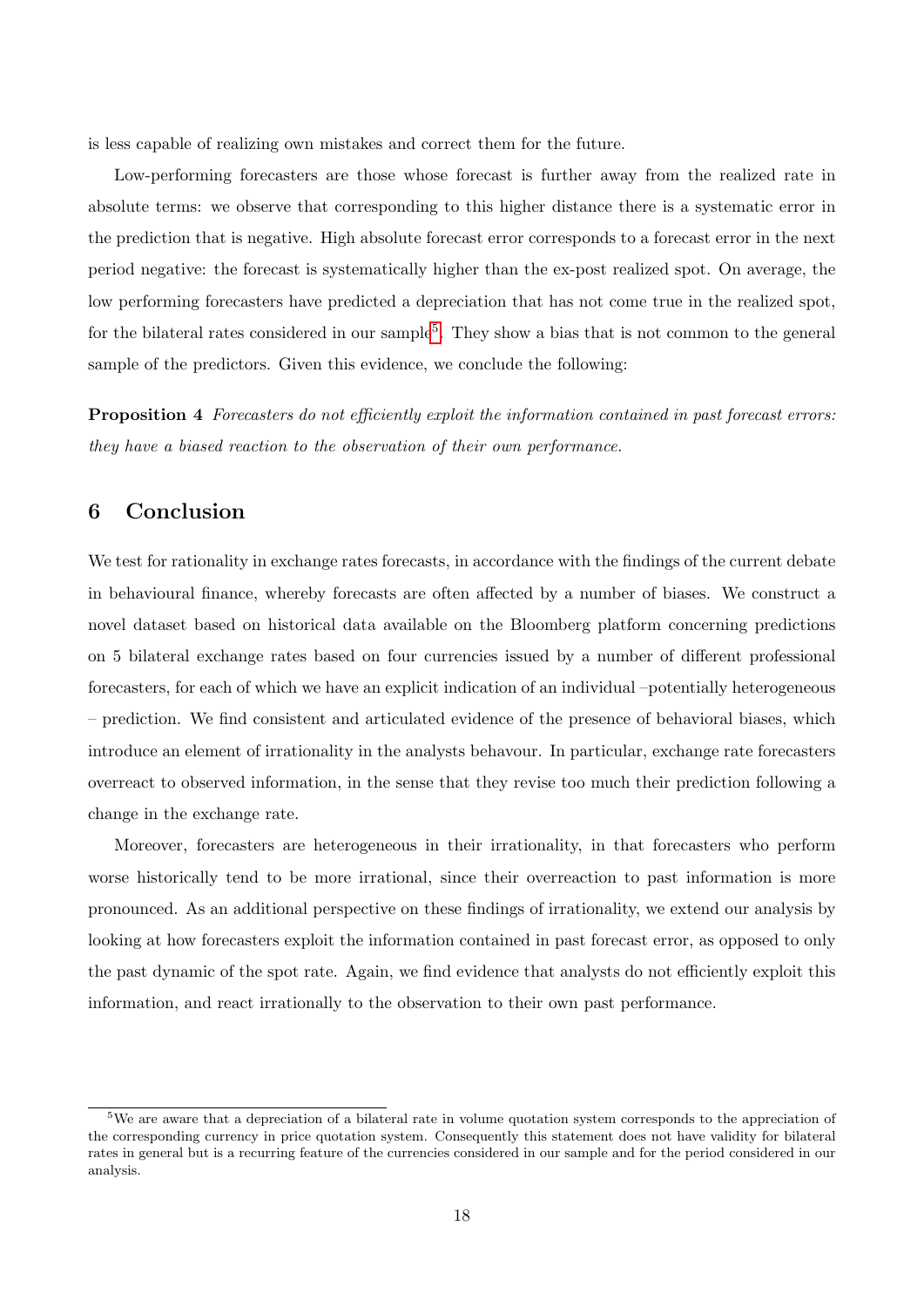is less capable of realizing own mistakes and correct them for the future.

Low-performing forecasters are those whose forecast is further away from the realized rate in absolute terms: we observe that corresponding to this higher distance there is a systematic error in the prediction that is negative. High absolute forecast error corresponds to a forecast error in the next period negative: the forecast is systematically higher than the ex-post realized spot. On average, the low performing forecasters have predicted a depreciation that has not come true in the realized spot, for the bilateral rates considered in our sample[5]. They show a bias that is not common to the general sample of the predictors. Given this evidence, we conclude the following:

**Proposition 4** *Forecasters do not efficiently exploit the information contained in past forecast errors: they have a biased reaction to the observation of their own performance.*

## 6 Conclusion

We test for rationality in exchange rates forecasts, in accordance with the findings of the current debate in behavioural finance, whereby forecasts are often affected by a number of biases. We construct a novel dataset based on historical data available on the Bloomberg platform concerning predictions on 5 bilateral exchange rates based on four currencies issued by a number of different professional forecasters, for each of which we have an explicit indication of an individual –potentially heterogeneous – prediction. We find consistent and articulated evidence of the presence of behavioral biases, which introduce an element of irrationality in the analysts behavour. In particular, exchange rate forecasters overreact to observed information, in the sense that they revise too much their prediction following a change in the exchange rate.

Moreover, forecasters are heterogeneous in their irrationality, in that forecasters who perform worse historically tend to be more irrational, since their overreaction to past information is more pronounced. As an additional perspective on these findings of irrationality, we extend our analysis by looking at how forecasters exploit the information contained in past forecast error, as opposed to only the past dynamic of the spot rate. Again, we find evidence that analysts do not efficiently exploit this information, and react irrationally to the observation to their own past performance.

[5]We are aware that a depreciation of a bilateral rate in volume quotation system corresponds to the appreciation of the corresponding currency in price quotation system. Consequently this statement does not have validity for bilateral rates in general but is a recurring feature of the currencies considered in our sample and for the period considered in our analysis.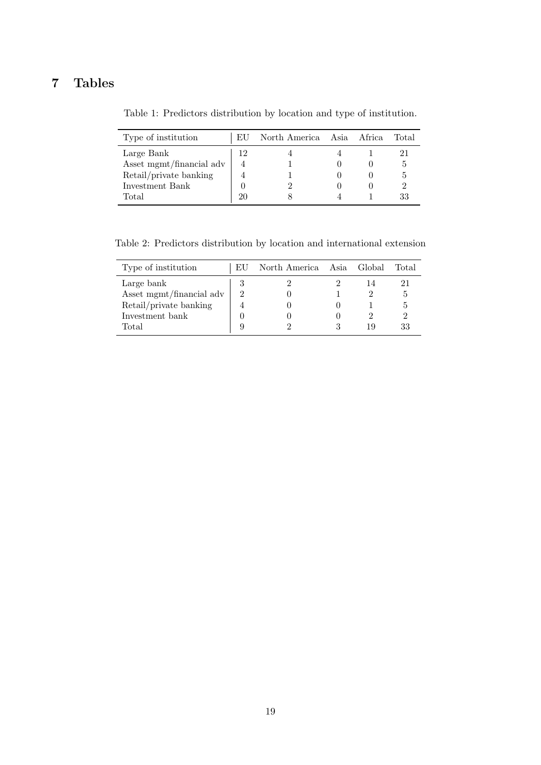# 7 Tables

Table 1: Predictors distribution by location and type of institution.

| Type of institution | EU | North America | Asia | Africa | Total |
|---|---|---|---|---|---|
| Large Bank | 12 | 4 | 4 | 1 | 21 |
| Asset mgmt/financial adv | 4 | 1 | 0 | 0 | 5 |
| Retail/private banking | 4 | 1 | 0 | 0 | 5 |
| Investment Bank | 0 | 2 | 0 | 0 | 2 |
| Total | 20 | 8 | 4 | 1 | 33 |

Table 2: Predictors distribution by location and international extension

| Type of institution | EU | North America | Asia | Global | Total |
|---|---|---|---|---|---|
| Large bank | 3 | 2 | 2 | 14 | 21 |
| Asset mgmt/financial adv | 2 | 0 | 1 | 2 | 5 |
| Retail/private banking | 4 | 0 | 0 | 1 | 5 |
| Investment bank | 0 | 0 | 0 | 2 | 2 |
| Total | 9 | 2 | 3 | 19 | 33 |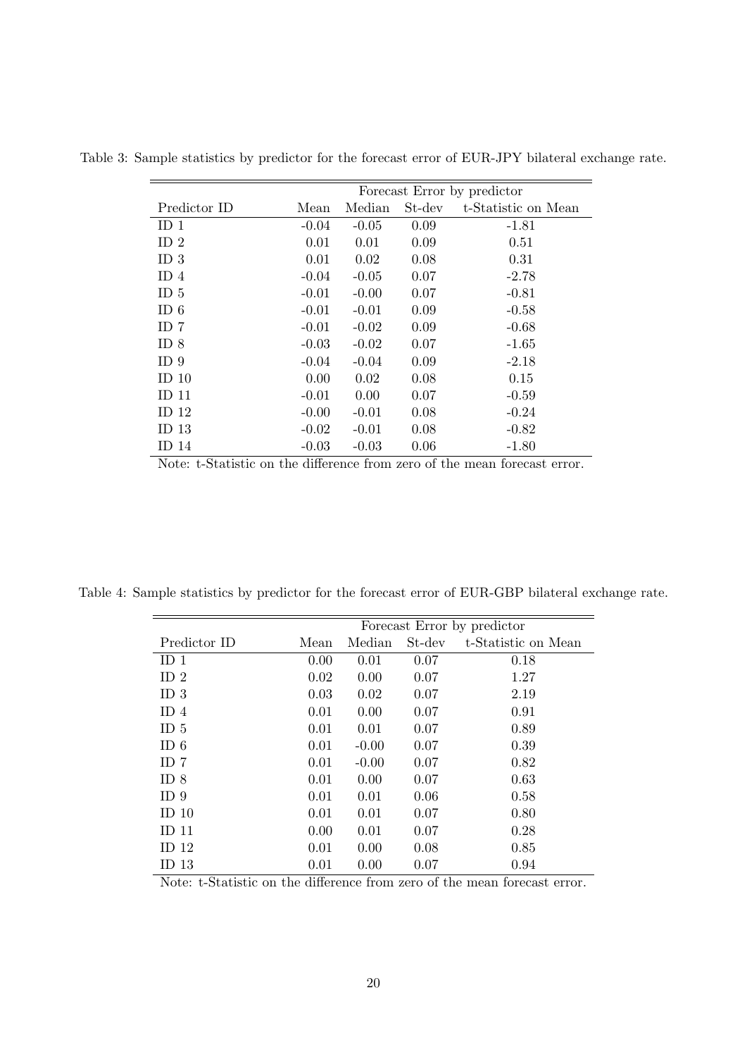Table 3: Sample statistics by predictor for the forecast error of EUR-JPY bilateral exchange rate.

| | Forecast Error by predictor | | | |
|---|---|---|---|---|
| Predictor ID | Mean | Median | St-dev | t-Statistic on Mean |
| ID 1 | -0.04 | -0.05 | 0.09 | -1.81 |
| ID 2 | 0.01 | 0.01 | 0.09 | 0.51 |
| ID 3 | 0.01 | 0.02 | 0.08 | 0.31 |
| ID 4 | -0.04 | -0.05 | 0.07 | -2.78 |
| ID 5 | -0.01 | -0.00 | 0.07 | -0.81 |
| ID 6 | -0.01 | -0.01 | 0.09 | -0.58 |
| ID 7 | -0.01 | -0.02 | 0.09 | -0.68 |
| ID 8 | -0.03 | -0.02 | 0.07 | -1.65 |
| ID 9 | -0.04 | -0.04 | 0.09 | -2.18 |
| ID 10 | 0.00 | 0.02 | 0.08 | 0.15 |
| ID 11 | -0.01 | 0.00 | 0.07 | -0.59 |
| ID 12 | -0.00 | -0.01 | 0.08 | -0.24 |
| ID 13 | -0.02 | -0.01 | 0.08 | -0.82 |
| ID 14 | -0.03 | -0.03 | 0.06 | -1.80 |

Note: t-Statistic on the difference from zero of the mean forecast error.

Table 4: Sample statistics by predictor for the forecast error of EUR-GBP bilateral exchange rate.

| | Forecast Error by predictor | | | |
|---|---|---|---|---|
| Predictor ID | Mean | Median | St-dev | t-Statistic on Mean |
| ID 1 | 0.00 | 0.01 | 0.07 | 0.18 |
| ID 2 | 0.02 | 0.00 | 0.07 | 1.27 |
| ID 3 | 0.03 | 0.02 | 0.07 | 2.19 |
| ID 4 | 0.01 | 0.00 | 0.07 | 0.91 |
| ID 5 | 0.01 | 0.01 | 0.07 | 0.89 |
| ID 6 | 0.01 | -0.00 | 0.07 | 0.39 |
| ID 7 | 0.01 | -0.00 | 0.07 | 0.82 |
| ID 8 | 0.01 | 0.00 | 0.07 | 0.63 |
| ID 9 | 0.01 | 0.01 | 0.06 | 0.58 |
| ID 10 | 0.01 | 0.01 | 0.07 | 0.80 |
| ID 11 | 0.00 | 0.01 | 0.07 | 0.28 |
| ID 12 | 0.01 | 0.00 | 0.08 | 0.85 |
| ID 13 | 0.01 | 0.00 | 0.07 | 0.94 |

Note: t-Statistic on the difference from zero of the mean forecast error.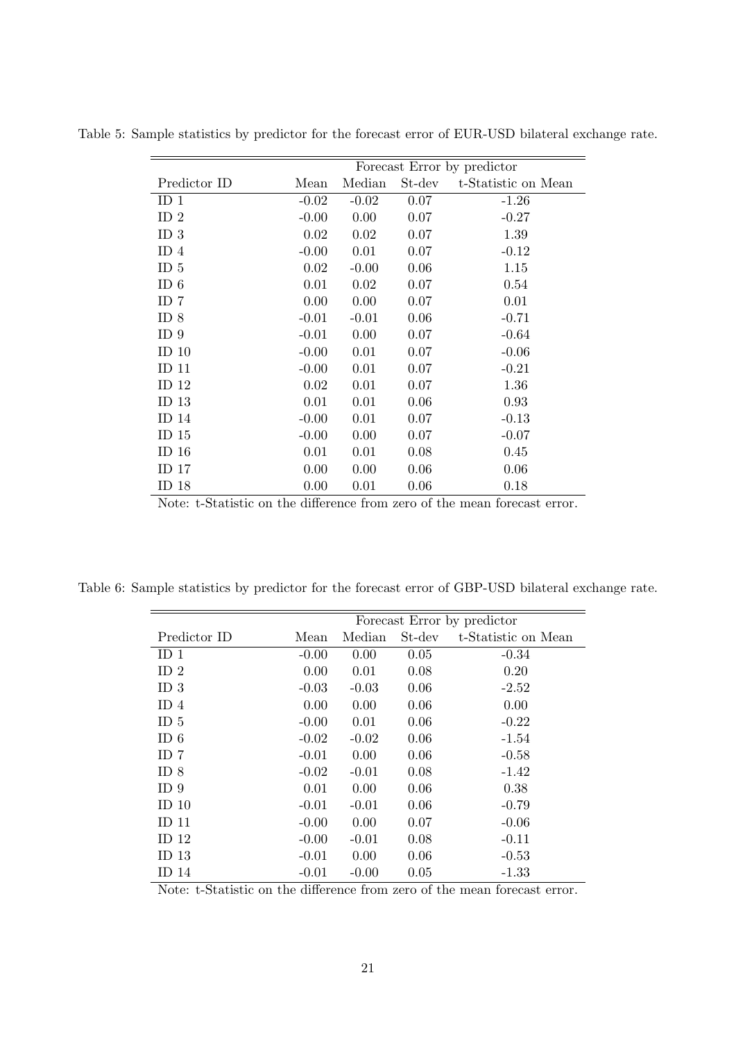Table 5: Sample statistics by predictor for the forecast error of EUR-USD bilateral exchange rate.

| | Forecast Error by predictor | | | |
|---|---|---|---|---|
| Predictor ID | Mean | Median | St-dev | t-Statistic on Mean |
| ID 1 | -0.02 | -0.02 | 0.07 | -1.26 |
| ID 2 | -0.00 | 0.00 | 0.07 | -0.27 |
| ID 3 | 0.02 | 0.02 | 0.07 | 1.39 |
| ID 4 | -0.00 | 0.01 | 0.07 | -0.12 |
| ID 5 | 0.02 | -0.00 | 0.06 | 1.15 |
| ID 6 | 0.01 | 0.02 | 0.07 | 0.54 |
| ID 7 | 0.00 | 0.00 | 0.07 | 0.01 |
| ID 8 | -0.01 | -0.01 | 0.06 | -0.71 |
| ID 9 | -0.01 | 0.00 | 0.07 | -0.64 |
| ID 10 | -0.00 | 0.01 | 0.07 | -0.06 |
| ID 11 | -0.00 | 0.01 | 0.07 | -0.21 |
| ID 12 | 0.02 | 0.01 | 0.07 | 1.36 |
| ID 13 | 0.01 | 0.01 | 0.06 | 0.93 |
| ID 14 | -0.00 | 0.01 | 0.07 | -0.13 |
| ID 15 | -0.00 | 0.00 | 0.07 | -0.07 |
| ID 16 | 0.01 | 0.01 | 0.08 | 0.45 |
| ID 17 | 0.00 | 0.00 | 0.06 | 0.06 |
| ID 18 | 0.00 | 0.01 | 0.06 | 0.18 |

Note: t-Statistic on the difference from zero of the mean forecast error.

Table 6: Sample statistics by predictor for the forecast error of GBP-USD bilateral exchange rate.

| | Forecast Error by predictor | | | |
|---|---|---|---|---|
| Predictor ID | Mean | Median | St-dev | t-Statistic on Mean |
| ID 1 | -0.00 | 0.00 | 0.05 | -0.34 |
| ID 2 | 0.00 | 0.01 | 0.08 | 0.20 |
| ID 3 | -0.03 | -0.03 | 0.06 | -2.52 |
| ID 4 | 0.00 | 0.00 | 0.06 | 0.00 |
| ID 5 | -0.00 | 0.01 | 0.06 | -0.22 |
| ID 6 | -0.02 | -0.02 | 0.06 | -1.54 |
| ID 7 | -0.01 | 0.00 | 0.06 | -0.58 |
| ID 8 | -0.02 | -0.01 | 0.08 | -1.42 |
| ID 9 | 0.01 | 0.00 | 0.06 | 0.38 |
| ID 10 | -0.01 | -0.01 | 0.06 | -0.79 |
| ID 11 | -0.00 | 0.00 | 0.07 | -0.06 |
| ID 12 | -0.00 | -0.01 | 0.08 | -0.11 |
| ID 13 | -0.01 | 0.00 | 0.06 | -0.53 |
| ID 14 | -0.01 | -0.00 | 0.05 | -1.33 |

Note: t-Statistic on the difference from zero of the mean forecast error.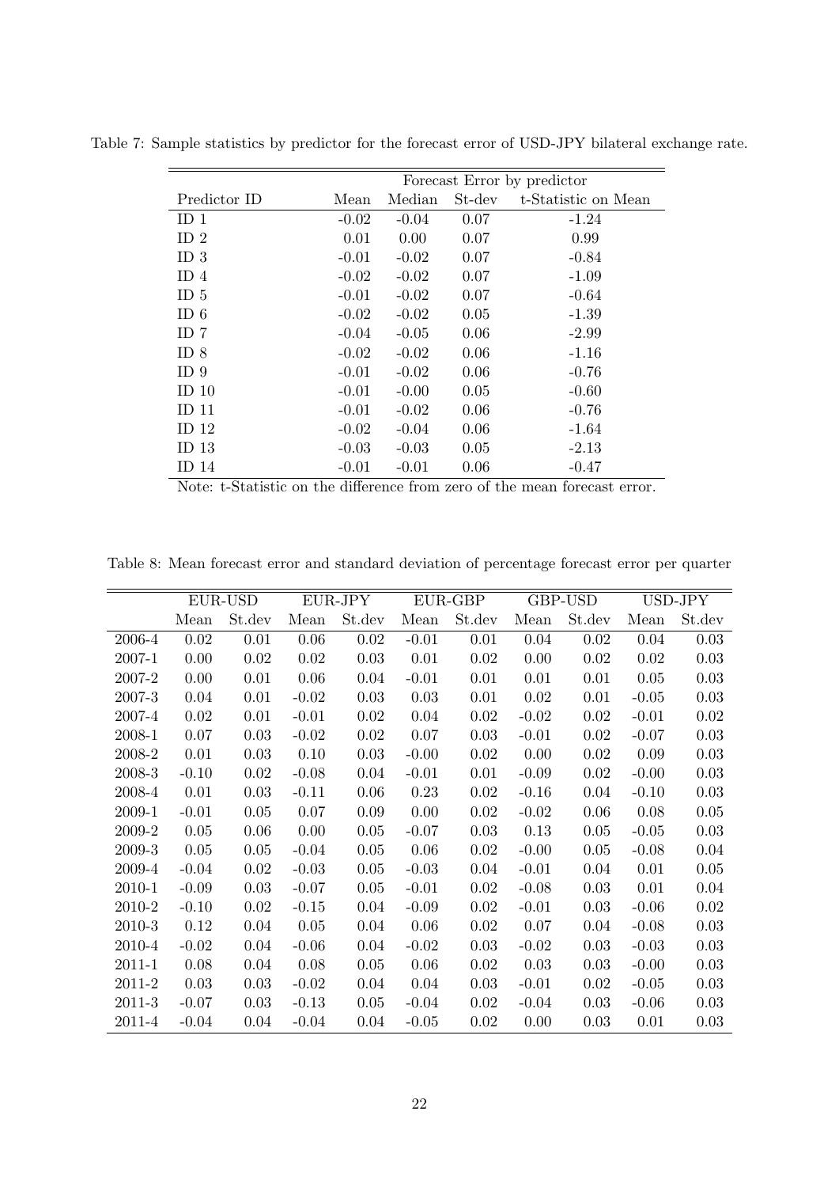Table 7: Sample statistics by predictor for the forecast error of USD-JPY bilateral exchange rate.

| | Forecast Error by predictor | | | |
|---|---|---|---|---|
| Predictor ID | Mean | Median | St-dev | t-Statistic on Mean |
| ID 1 | -0.02 | -0.04 | 0.07 | -1.24 |
| ID 2 | 0.01 | 0.00 | 0.07 | 0.99 |
| ID 3 | -0.01 | -0.02 | 0.07 | -0.84 |
| ID 4 | -0.02 | -0.02 | 0.07 | -1.09 |
| ID 5 | -0.01 | -0.02 | 0.07 | -0.64 |
| ID 6 | -0.02 | -0.02 | 0.05 | -1.39 |
| ID 7 | -0.04 | -0.05 | 0.06 | -2.99 |
| ID 8 | -0.02 | -0.02 | 0.06 | -1.16 |
| ID 9 | -0.01 | -0.02 | 0.06 | -0.76 |
| ID 10 | -0.01 | -0.00 | 0.05 | -0.60 |
| ID 11 | -0.01 | -0.02 | 0.06 | -0.76 |
| ID 12 | -0.02 | -0.04 | 0.06 | -1.64 |
| ID 13 | -0.03 | -0.03 | 0.05 | -2.13 |
| ID 14 | -0.01 | -0.01 | 0.06 | -0.47 |

Note: t-Statistic on the difference from zero of the mean forecast error.

Table 8: Mean forecast error and standard deviation of percentage forecast error per quarter

| | EUR-USD | | EUR-JPY | | EUR-GBP | | GBP-USD | | USD-JPY | |
|---|---|---|---|---|---|---|---|---|---|---|
| | Mean | St.dev | Mean | St.dev | Mean | St.dev | Mean | St.dev | Mean | St.dev |
| 2006-4 | 0.02 | 0.01 | 0.06 | 0.02 | -0.01 | 0.01 | 0.04 | 0.02 | 0.04 | 0.03 |
| 2007-1 | 0.00 | 0.02 | 0.02 | 0.03 | 0.01 | 0.02 | 0.00 | 0.02 | 0.02 | 0.03 |
| 2007-2 | 0.00 | 0.01 | 0.06 | 0.04 | -0.01 | 0.01 | 0.01 | 0.01 | 0.05 | 0.03 |
| 2007-3 | 0.04 | 0.01 | -0.02 | 0.03 | 0.03 | 0.01 | 0.02 | 0.01 | -0.05 | 0.03 |
| 2007-4 | 0.02 | 0.01 | -0.01 | 0.02 | 0.04 | 0.02 | -0.02 | 0.02 | -0.01 | 0.02 |
| 2008-1 | 0.07 | 0.03 | -0.02 | 0.02 | 0.07 | 0.03 | -0.01 | 0.02 | -0.07 | 0.03 |
| 2008-2 | 0.01 | 0.03 | 0.10 | 0.03 | -0.00 | 0.02 | 0.00 | 0.02 | 0.09 | 0.03 |
| 2008-3 | -0.10 | 0.02 | -0.08 | 0.04 | -0.01 | 0.01 | -0.09 | 0.02 | -0.00 | 0.03 |
| 2008-4 | 0.01 | 0.03 | -0.11 | 0.06 | 0.23 | 0.02 | -0.16 | 0.04 | -0.10 | 0.03 |
| 2009-1 | -0.01 | 0.05 | 0.07 | 0.09 | 0.00 | 0.02 | -0.02 | 0.06 | 0.08 | 0.05 |
| 2009-2 | 0.05 | 0.06 | 0.00 | 0.05 | -0.07 | 0.03 | 0.13 | 0.05 | -0.05 | 0.03 |
| 2009-3 | 0.05 | 0.05 | -0.04 | 0.05 | 0.06 | 0.02 | -0.00 | 0.05 | -0.08 | 0.04 |
| 2009-4 | -0.04 | 0.02 | -0.03 | 0.05 | -0.03 | 0.04 | -0.01 | 0.04 | 0.01 | 0.05 |
| 2010-1 | -0.09 | 0.03 | -0.07 | 0.05 | -0.01 | 0.02 | -0.08 | 0.03 | 0.01 | 0.04 |
| 2010-2 | -0.10 | 0.02 | -0.15 | 0.04 | -0.09 | 0.02 | -0.01 | 0.03 | -0.06 | 0.02 |
| 2010-3 | 0.12 | 0.04 | 0.05 | 0.04 | 0.06 | 0.02 | 0.07 | 0.04 | -0.08 | 0.03 |
| 2010-4 | -0.02 | 0.04 | -0.06 | 0.04 | -0.02 | 0.03 | -0.02 | 0.03 | -0.03 | 0.03 |
| 2011-1 | 0.08 | 0.04 | 0.08 | 0.05 | 0.06 | 0.02 | 0.03 | 0.03 | -0.00 | 0.03 |
| 2011-2 | 0.03 | 0.03 | -0.02 | 0.04 | 0.04 | 0.03 | -0.01 | 0.02 | -0.05 | 0.03 |
| 2011-3 | -0.07 | 0.03 | -0.13 | 0.05 | -0.04 | 0.02 | -0.04 | 0.03 | -0.06 | 0.03 |
| 2011-4 | -0.04 | 0.04 | -0.04 | 0.04 | -0.05 | 0.02 | 0.00 | 0.03 | 0.01 | 0.03 |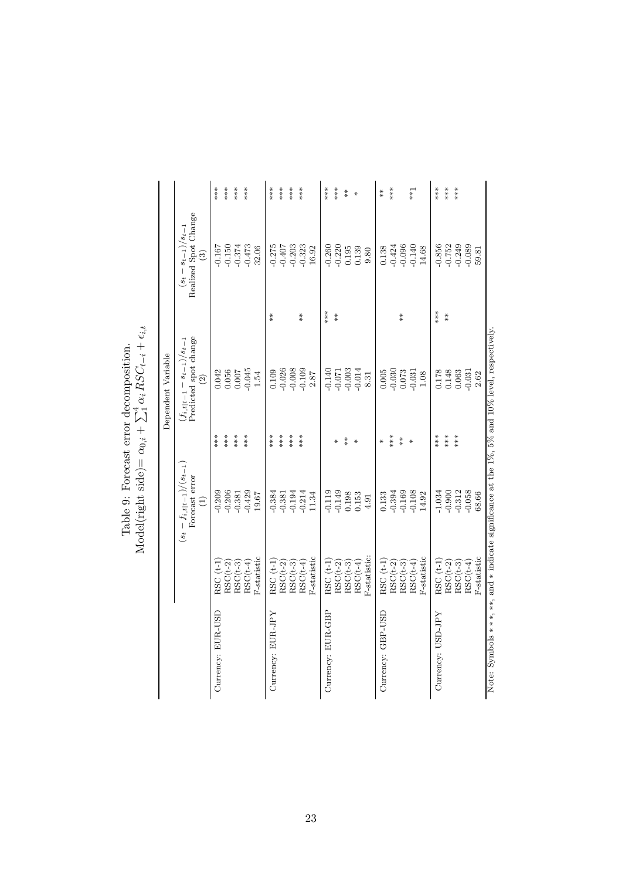Table 9: Forecast error decomposition.
Model(right side)= $\alpha_{0,i} + \sum_1^4 \alpha_i RSC_{t-i} + \epsilon_{i,t}$

| | | Dependent Variable | | | | | |
|---|---|---|---|---|---|---|---|
| | | $(s_t - f_{i,t\|t-1})/(s_{t-1})$ Forecast error (1) | | $(f_{i,t\|t-1} - s_{t-1})/s_{t-1}$ Predicted spot change (2) | | $(s_t - s_{t-1})/s_{t-1}$ Realized Spot Change (3) | |
| Currency: EUR-USD | RSC (t-1) | -0.209 | *** | 0.042 | | -0.167 | *** |
| | RSC(t-2) | -0.206 | *** | 0.056 | | -0.150 | *** |
| | RSC(t-3) | -0.381 | *** | 0.007 | | -0.374 | *** |
| | RSC(t-4) | -0.429 | *** | -0.045 | | -0.473 | *** |
| | F-statistic | 19.67 | | 1.54 | | 32.06 | |
| Currency: EUR-JPY | RSC (t-1) | -0.384 | *** | 0.109 | ** | -0.275 | *** |
| | RSC(t-2) | -0.381 | *** | -0.026 | | -0.407 | *** |
| | RSC(t-3) | -0.194 | *** | -0.008 | | -0.203 | *** |
| | RSC(t-4) | -0.214 | *** | -0.109 | ** | -0.323 | *** |
| | F-statistic | 11.34 | | 2.87 | | 16.92 | |
| Currency: EUR-GBP | RSC (t-1) | -0.119 | | -0.140 | *** | -0.260 | *** |
| | RSC(t-2) | -0.149 | * | -0.071 | ** | -0.220 | *** |
| | RSC(t-3) | 0.198 | ** | -0.003 | | 0.195 | ** |
| | RSC(t-4) | 0.153 | * | -0.014 | | 0.139 | * |
| | F-statistic: | 4.91 | | 8.31 | | 9.80 | |
| Currency: GBP-USD | RSC (t-1) | 0.133 | * | 0.005 | | 0.138 | ** |
| | RSC(t-2) | -0.394 | *** | -0.030 | | -0.424 | *** |
| | RSC(t-3) | -0.169 | ** | 0.073 | ** | -0.096 | |
| | RSC(t-4) | -0.108 | * | -0.031 | | -0.140 | **1 |
| | F-statistic | 14.92 | | 1.08 | | 14.68 | |
| Currency: USD-JPY | RSC (t-1) | -1.034 | *** | 0.178 | *** | -0.856 | *** |
| | RSC(t-2) | -0.900 | *** | 0.148 | ** | -0.752 | *** |
| | RSC(t-3) | -0.312 | *** | 0.063 | | -0.249 | *** |
| | RSC(t-4) | -0.058 | | -0.031 | | -0.089 | |
| | F-statistic | 68.66 | | 2.62 | | 59.81 | |

Note: Symbols * * *, **, and * indicate significance at the 1%, 5% and 10% level, respectively.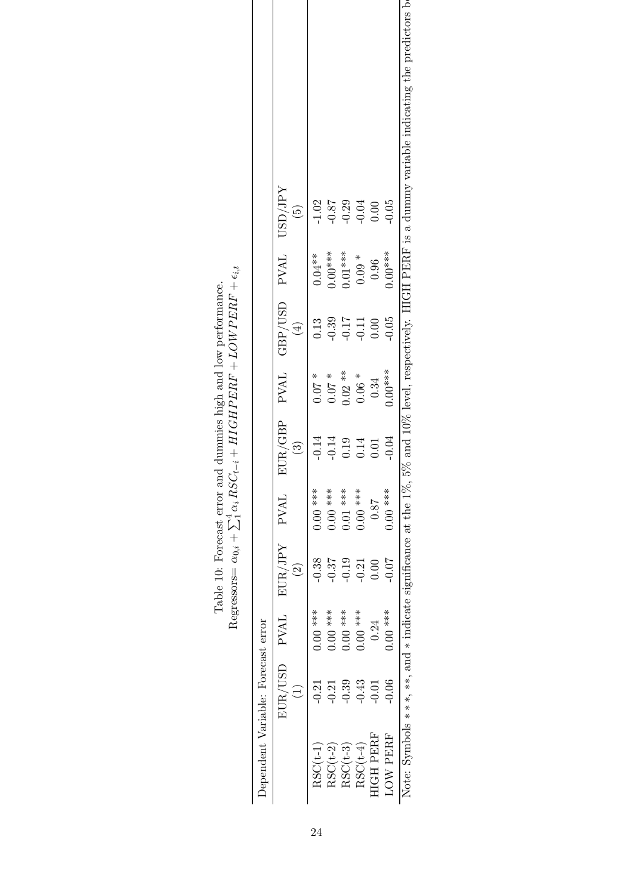Table 10: Forecast error and dummies high and low performance.

Regressors= $\alpha_{0,i} + \sum_1^4 \alpha_i RSC_{t-i} + HIGHPERF + LOWPERF + \epsilon_{i,t}$

| Dependent Variable: Forecast error | | | | | | | | | |
|---|---|---|---|---|---|---|---|---|---|
| | EUR/USD (1) | PVAL | EUR/JPY (2) | PVAL | EUR/GBP (3) | PVAL | GBP/USD (4) | PVAL | USD/JPY (5) |
| RSC(t-1) | -0.21 | 0.00 *** | -0.38 | 0.00 *** | -0.14 | 0.07 * | 0.13 | 0.04** | -1.02 |
| RSC(t-2) | -0.21 | 0.00 *** | -0.37 | 0.00 *** | -0.14 | 0.07 * | -0.39 | 0.00*** | -0.87 |
| RSC(t-3) | -0.39 | 0.00 *** | -0.19 | 0.01 *** | 0.19 | 0.02 ** | -0.17 | 0.01*** | -0.29 |
| RSC(t-4) | -0.43 | 0.00 *** | -0.21 | 0.00 *** | 0.14 | 0.06 * | -0.11 | 0.09 * | -0.04 |
| HIGH PERF | -0.01 | 0.24 | 0.00 | 0.87 | 0.01 | 0.34 | 0.00 | 0.96 | 0.00 |
| LOW PERF | -0.06 | 0.00 *** | -0.07 | 0.00 *** | -0.04 | 0.00*** | -0.05 | 0.00*** | -0.05 |

Note: Symbols * * *, **, and * indicate significance at the 1%, 5% and 10% level, respectively. HIGH PERF is a dummy variable indicating the predictors b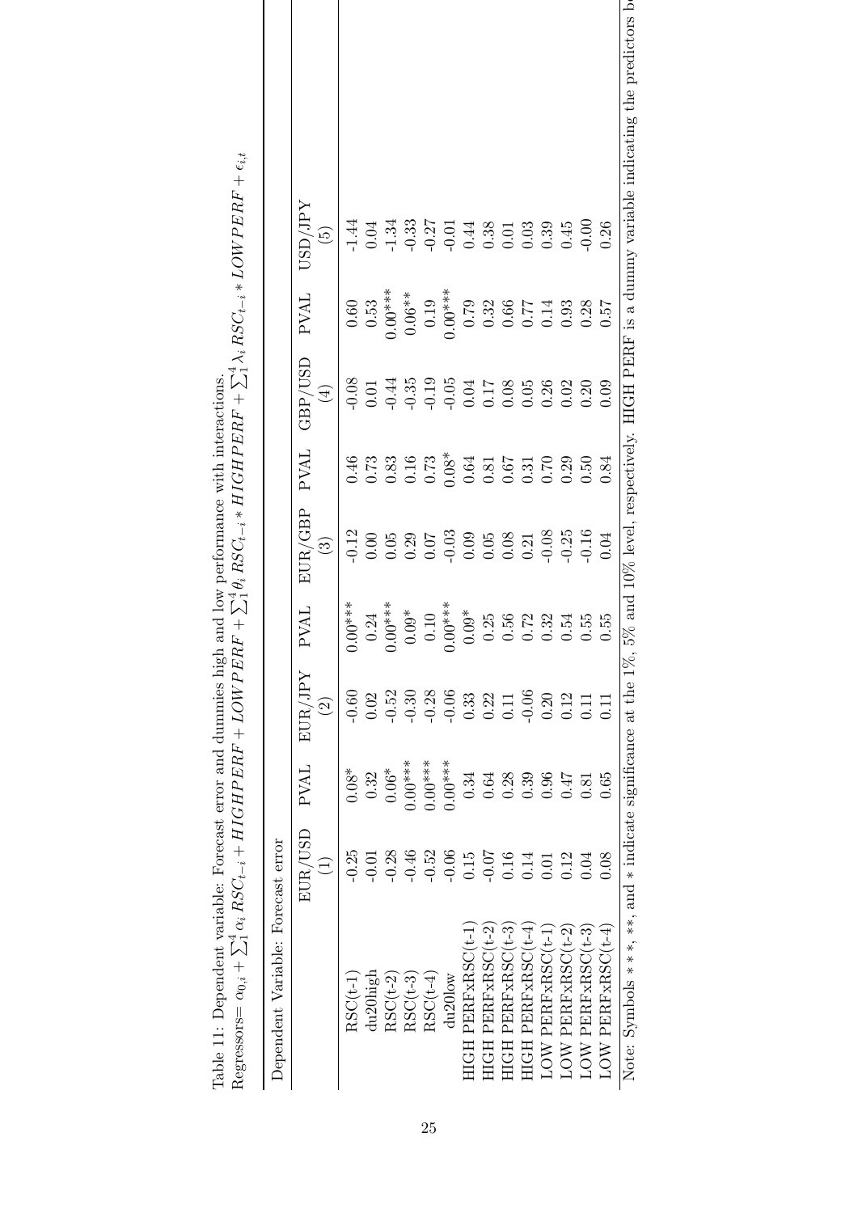Table 11: Dependent variable: Forecast error and dummies high and low performance with interactions.

Regressors= $\alpha_{0,i} + \sum_1^4 \alpha_i \, RSC_{t-i} + HIGHPERF + LOWPERF + \sum_1^4 \theta_i \, RSC_{t-i} * HIGHPERF + \sum_1^4 \lambda_i \, RSC_{t-i} * LOWPERF + \epsilon_{i,t}$

| Dependent Variable: Forecast error | | | | | | | | | |
|---|---|---|---|---|---|---|---|---|---|
| | EUR/USD (1) | PVAL | EUR/JPY (2) | PVAL | EUR/GBP (3) | PVAL | GBP/USD (4) | PVAL | USD/JPY (5) |
| RSC(t-1) | -0.25 | 0.08* | -0.60 | 0.00*** | -0.12 | 0.46 | -0.08 | 0.60 | -1.44 |
| du20high | -0.01 | 0.32 | 0.02 | 0.24 | 0.00 | 0.73 | 0.01 | 0.53 | 0.04 |
| RSC(t-2) | -0.28 | 0.06* | -0.52 | 0.00*** | 0.05 | 0.83 | -0.44 | 0.00*** | -1.34 |
| RSC(t-3) | -0.46 | 0.00*** | -0.30 | 0.09* | 0.29 | 0.16 | -0.35 | 0.06** | -0.33 |
| RSC(t-4) | -0.52 | 0.00*** | -0.28 | 0.10 | 0.07 | 0.73 | -0.19 | 0.19 | -0.27 |
| du20low | -0.06 | 0.00*** | -0.06 | 0.00*** | -0.03 | 0.08* | -0.05 | 0.00*** | -0.01 |
| HIGH PERFxRSC(t-1) | 0.15 | 0.34 | 0.33 | 0.09* | 0.09 | 0.64 | 0.04 | 0.79 | 0.44 |
| HIGH PERFxRSC(t-2) | -0.07 | 0.64 | 0.22 | 0.25 | 0.05 | 0.81 | 0.17 | 0.32 | 0.38 |
| HIGH PERFxRSC(t-3) | 0.16 | 0.28 | 0.11 | 0.56 | 0.08 | 0.67 | 0.08 | 0.66 | 0.01 |
| HIGH PERFxRSC(t-4) | 0.14 | 0.39 | -0.06 | 0.72 | 0.21 | 0.31 | 0.05 | 0.77 | 0.03 |
| LOW PERFxRSC(t-1) | 0.01 | 0.96 | 0.20 | 0.32 | -0.08 | 0.70 | 0.26 | 0.14 | 0.39 |
| LOW PERFxRSC(t-2) | 0.12 | 0.47 | 0.12 | 0.54 | -0.25 | 0.29 | 0.02 | 0.93 | 0.45 |
| LOW PERFxRSC(t-3) | 0.04 | 0.81 | 0.11 | 0.55 | -0.16 | 0.50 | 0.20 | 0.28 | -0.00 |
| LOW PERFxRSC(t-4) | 0.08 | 0.65 | 0.11 | 0.55 | 0.04 | 0.84 | 0.09 | 0.57 | 0.26 |

Note: Symbols * * *, **, and * indicate significance at the 1%, 5% and 10% level, respectively. HIGH PERF is a dummy variable indicating the predictors b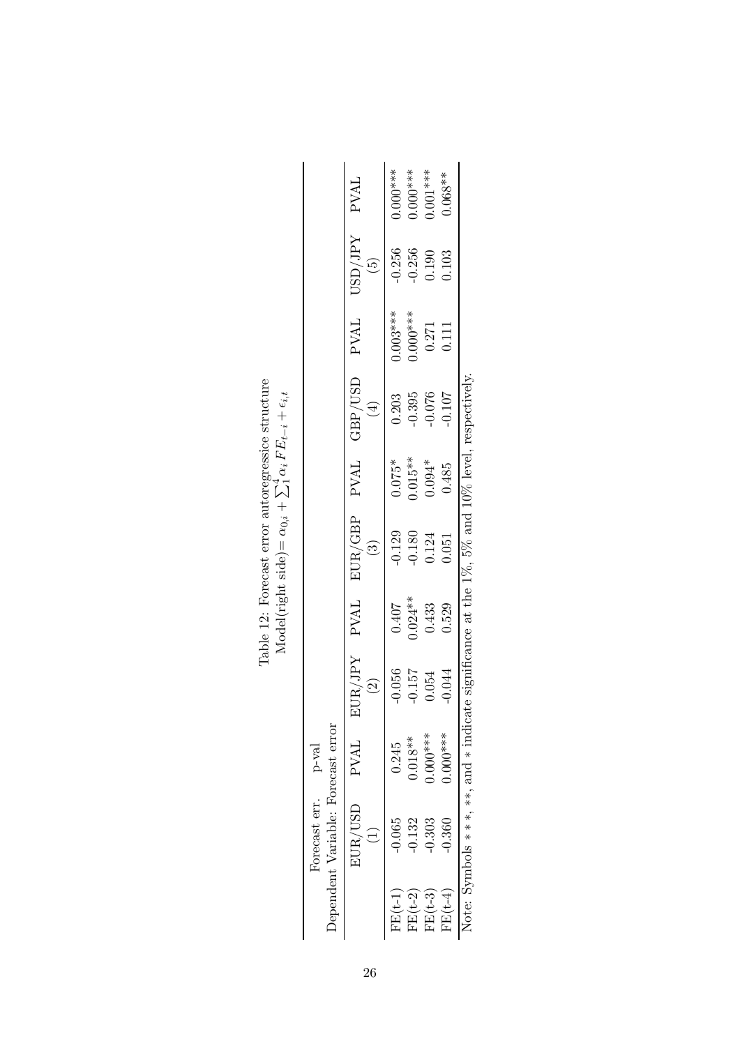Table 12: Forecast error autoregressice structure

Model(right side) $= \alpha_{0,i} + \sum_1^4 \alpha_i FE_{t-i} + \epsilon_{i,t}$

| Forecast err. | p-val | | | | | | | | | |
|---|---|---|---|---|---|---|---|---|---|---|
| Dependent Variable: Forecast error | | | | | | | | | | |
| | EUR/USD (1) | PVAL | EUR/JPY (2) | PVAL | EUR/GBP (3) | PVAL | GBP/USD (4) | PVAL | USD/JPY (5) | PVAL |
| FE(t-1) | -0.065 | 0.245 | -0.056 | 0.407 | -0.129 | 0.075* | 0.203 | 0.003*** | -0.256 | 0.000*** |
| FE(t-2) | -0.132 | 0.018** | -0.157 | 0.024** | -0.180 | 0.015** | -0.395 | 0.000*** | -0.256 | 0.000*** |
| FE(t-3) | -0.303 | 0.000*** | 0.054 | 0.433 | 0.124 | 0.094* | -0.076 | 0.271 | 0.190 | 0.001*** |
| FE(t-4) | -0.360 | 0.000*** | -0.044 | 0.529 | 0.051 | 0.485 | -0.107 | 0.111 | 0.103 | 0.068** |

Note: Symbols $***$, $**$, and $*$ indicate significance at the 1%, 5% and 10% level, respectively.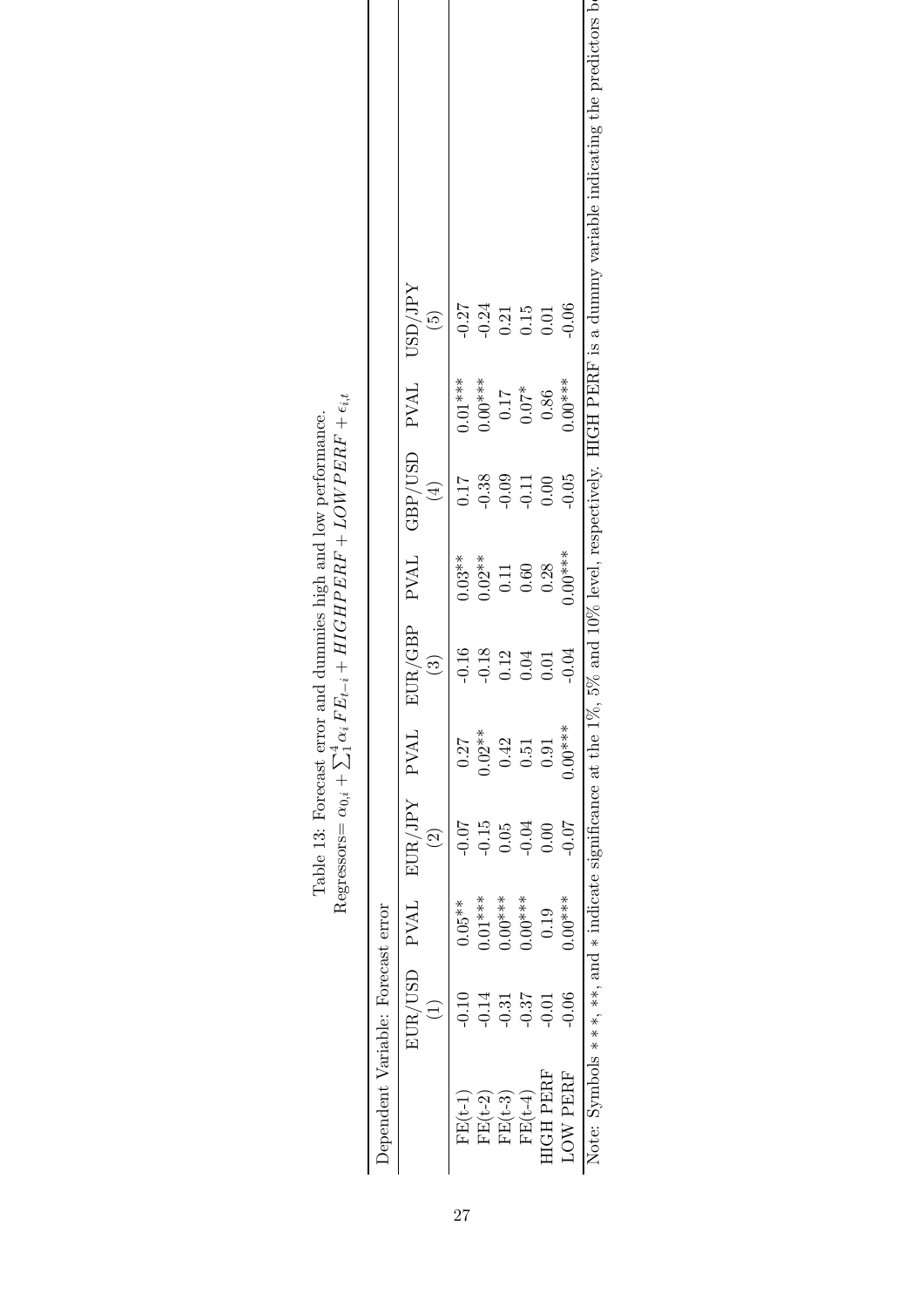Table 13: Forecast error and dummies high and low performance.

Regressors= $\alpha_{0,i} + \sum_1^4 \alpha_i FE_{t-i} + HIGHPERF + LOWPERF + \epsilon_{i,t}$

| Dependent Variable: Forecast error | | | | | | | | | |
|---|---|---|---|---|---|---|---|---|---|
| | EUR/USD (1) | PVAL | EUR/JPY (2) | PVAL | EUR/GBP (3) | PVAL | GBP/USD (4) | PVAL | USD/JPY (5) |
| FE(t-1) | -0.10 | 0.05** | -0.07 | 0.27 | -0.16 | 0.03** | 0.17 | 0.01*** | -0.27 |
| FE(t-2) | -0.14 | 0.01*** | -0.15 | 0.02** | -0.18 | 0.02** | -0.38 | 0.00*** | -0.24 |
| FE(t-3) | -0.31 | 0.00*** | 0.05 | 0.42 | 0.12 | 0.11 | -0.09 | 0.17 | 0.21 |
| FE(t-4) | -0.37 | 0.00*** | -0.04 | 0.51 | 0.04 | 0.60 | -0.11 | 0.07* | 0.15 |
| HIGH PERF | -0.01 | 0.19 | 0.00 | 0.91 | 0.01 | 0.28 | 0.00 | 0.86 | 0.01 |
| LOW PERF | -0.06 | 0.00*** | -0.07 | 0.00*** | -0.04 | 0.00*** | -0.05 | 0.00*** | -0.06 |

Note: Symbols ∗∗∗, ∗∗, and ∗ indicate significance at the 1%, 5% and 10% level, respectively. HIGH PERF is a dummy variable indicating the predictors b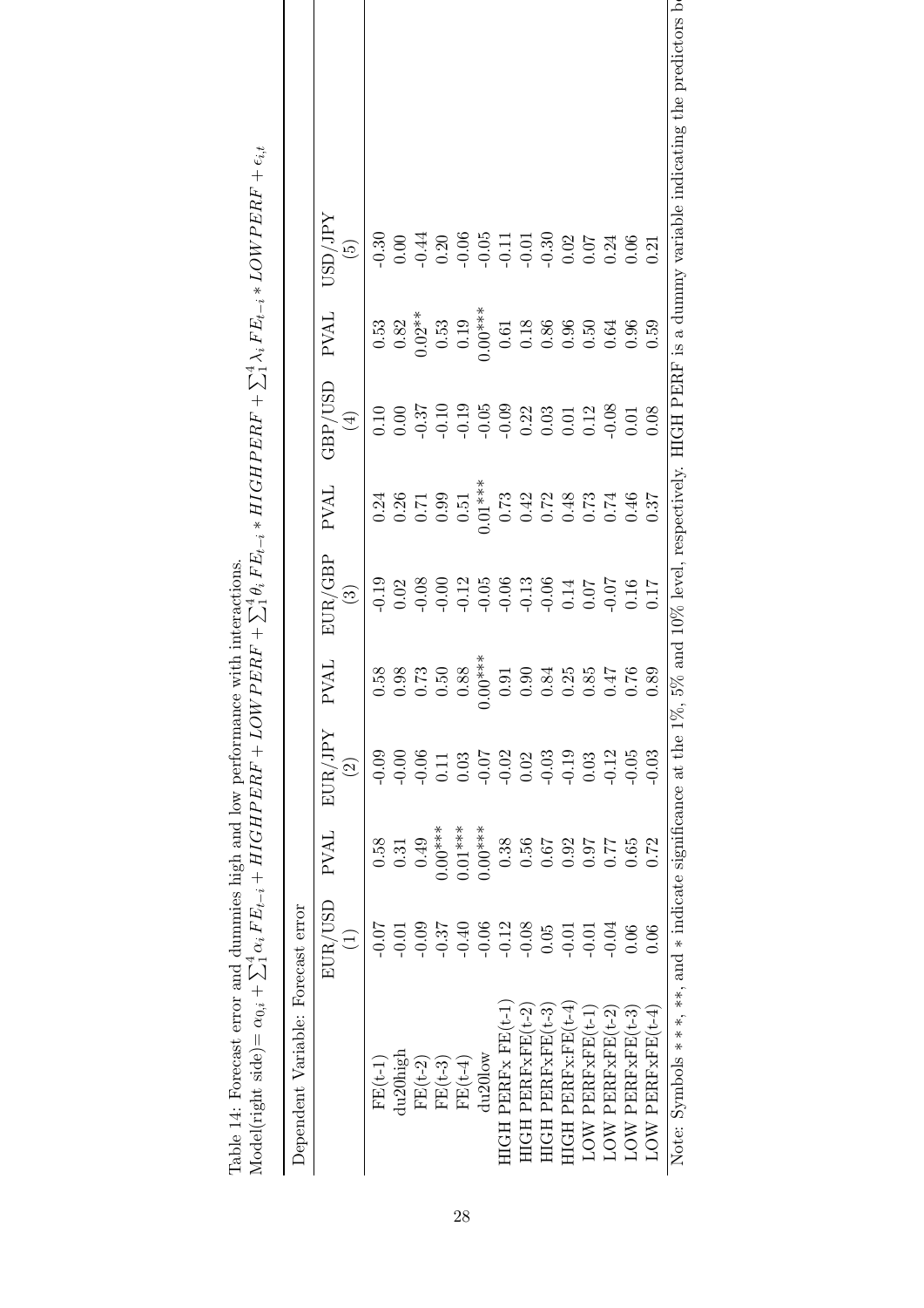Table 14: Forecast error and dummies high and low performance with interactions.

Model(right side)= $\alpha_{0,i} + \sum_1^4 \alpha_i FE_{t-i} + HIGHPERF + LOWPERF + \sum_1^4 \theta_i FE_{t-i} * HIGHPERF + \sum_1^4 \lambda_i FE_{t-i} * LOWPERF + \epsilon_{i,t}$

Dependent Variable: Forecast error

| | EUR/USD (1) | PVAL | EUR/JPY (2) | PVAL | EUR/GBP (3) | PVAL | GBP/USD (4) | PVAL | USD/JPY (5) |
|---|---|---|---|---|---|---|---|---|---|
| FE(t-1) | -0.07 | 0.58 | -0.09 | 0.58 | -0.19 | 0.24 | 0.10 | 0.53 | -0.30 |
| du20high | -0.01 | 0.31 | -0.00 | 0.98 | 0.02 | 0.26 | 0.00 | 0.82 | 0.00 |
| FE(t-2) | -0.09 | 0.49 | -0.06 | 0.73 | -0.08 | 0.71 | -0.37 | 0.02** | -0.44 |
| FE(t-3) | -0.37 | 0.00*** | 0.11 | 0.50 | -0.00 | 0.99 | -0.10 | 0.53 | 0.20 |
| FE(t-4) | -0.40 | 0.01*** | 0.03 | 0.88 | -0.12 | 0.51 | -0.19 | 0.19 | -0.06 |
| du20low | -0.06 | 0.00*** | -0.07 | 0.00*** | -0.05 | 0.01*** | -0.05 | 0.00*** | -0.05 |
| HIGH PERFx FE(t-1) | -0.12 | 0.38 | -0.02 | 0.91 | -0.06 | 0.73 | -0.09 | 0.61 | -0.11 |
| HIGH PERFxFE(t-2) | -0.08 | 0.56 | 0.02 | 0.90 | -0.13 | 0.42 | 0.22 | 0.18 | -0.01 |
| HIGH PERFxFE(t-3) | 0.05 | 0.67 | -0.03 | 0.84 | -0.06 | 0.72 | 0.03 | 0.86 | -0.30 |
| HIGH PERFx:FE(t-4) | -0.01 | 0.92 | -0.19 | 0.25 | 0.14 | 0.48 | 0.01 | 0.96 | 0.02 |
| LOW PERFxFE(t-1) | -0.01 | 0.97 | 0.03 | 0.85 | 0.07 | 0.73 | 0.12 | 0.50 | 0.07 |
| LOW PERFxFE(t-2) | -0.04 | 0.77 | -0.12 | 0.47 | -0.07 | 0.74 | -0.08 | 0.64 | 0.24 |
| LOW PERFxFE(t-3) | 0.06 | 0.65 | -0.05 | 0.76 | 0.16 | 0.46 | 0.01 | 0.96 | 0.06 |
| LOW PERFxFE(t-4) | 0.06 | 0.72 | -0.03 | 0.89 | 0.17 | 0.37 | 0.08 | 0.59 | 0.21 |

Note: Symbols * * *, **, and * indicate significance at the 1%, 5% and 10% level, respectively. HIGH PERF is a dummy variable indicating the predictors b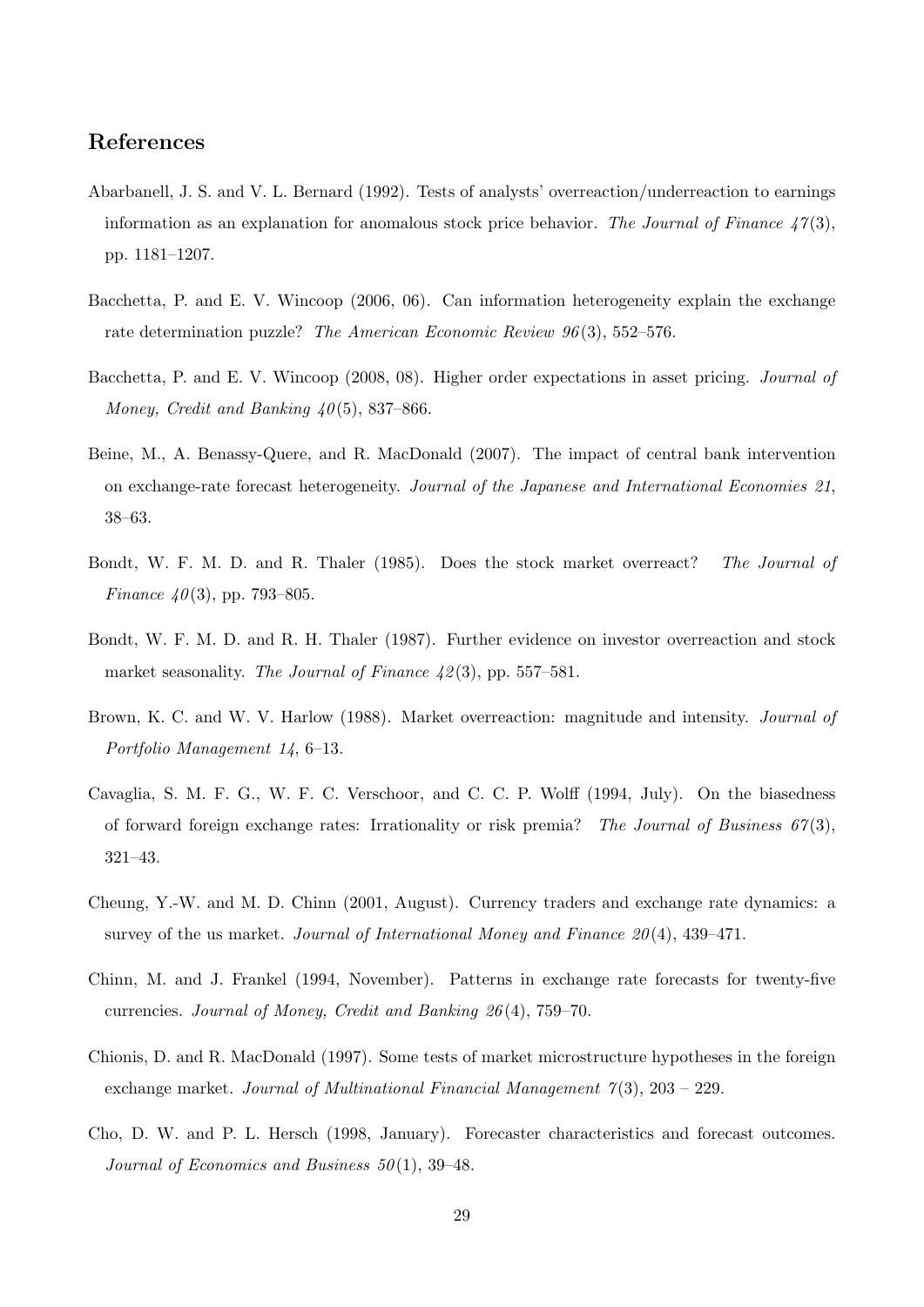## References

Abarbanell, J. S. and V. L. Bernard (1992). Tests of analysts' overreaction/underreaction to earnings information as an explanation for anomalous stock price behavior. *The Journal of Finance 47*(3), pp. 1181–1207.

Bacchetta, P. and E. V. Wincoop (2006, 06). Can information heterogeneity explain the exchange rate determination puzzle? *The American Economic Review 96*(3), 552–576.

Bacchetta, P. and E. V. Wincoop (2008, 08). Higher order expectations in asset pricing. *Journal of Money, Credit and Banking 40*(5), 837–866.

Beine, M., A. Benassy-Quere, and R. MacDonald (2007). The impact of central bank intervention on exchange-rate forecast heterogeneity. *Journal of the Japanese and International Economies 21*, 38–63.

Bondt, W. F. M. D. and R. Thaler (1985). Does the stock market overreact? *The Journal of Finance 40*(3), pp. 793–805.

Bondt, W. F. M. D. and R. H. Thaler (1987). Further evidence on investor overreaction and stock market seasonality. *The Journal of Finance 42*(3), pp. 557–581.

Brown, K. C. and W. V. Harlow (1988). Market overreaction: magnitude and intensity. *Journal of Portfolio Management 14*, 6–13.

Cavaglia, S. M. F. G., W. F. C. Verschoor, and C. C. P. Wolff (1994, July). On the biasedness of forward foreign exchange rates: Irrationality or risk premia? *The Journal of Business 67*(3), 321–43.

Cheung, Y.-W. and M. D. Chinn (2001, August). Currency traders and exchange rate dynamics: a survey of the us market. *Journal of International Money and Finance 20*(4), 439–471.

Chinn, M. and J. Frankel (1994, November). Patterns in exchange rate forecasts for twenty-five currencies. *Journal of Money, Credit and Banking 26*(4), 759–70.

Chionis, D. and R. MacDonald (1997). Some tests of market microstructure hypotheses in the foreign exchange market. *Journal of Multinational Financial Management 7*(3), 203 – 229.

Cho, D. W. and P. L. Hersch (1998, January). Forecaster characteristics and forecast outcomes. *Journal of Economics and Business 50*(1), 39–48.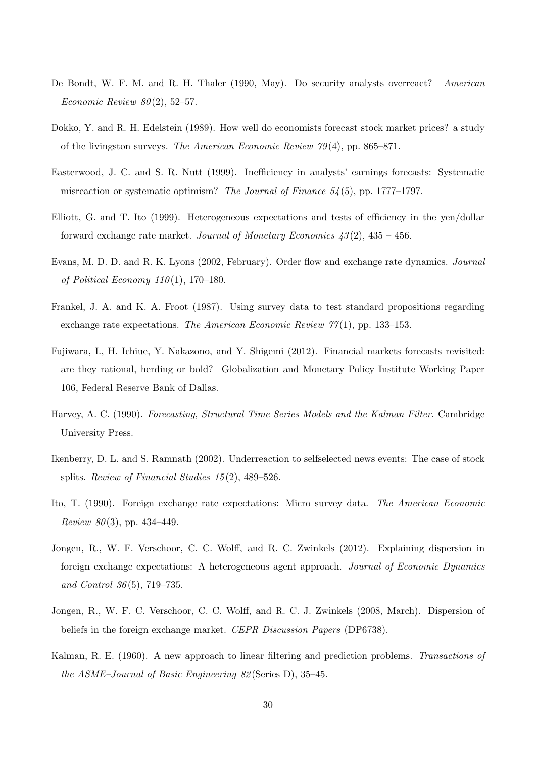De Bondt, W. F. M. and R. H. Thaler (1990, May). Do security analysts overreact? *American Economic Review 80*(2), 52–57.

Dokko, Y. and R. H. Edelstein (1989). How well do economists forecast stock market prices? a study of the livingston surveys. *The American Economic Review 79*(4), pp. 865–871.

Easterwood, J. C. and S. R. Nutt (1999). Inefficiency in analysts' earnings forecasts: Systematic misreaction or systematic optimism? *The Journal of Finance 54*(5), pp. 1777–1797.

Elliott, G. and T. Ito (1999). Heterogeneous expectations and tests of efficiency in the yen/dollar forward exchange rate market. *Journal of Monetary Economics 43*(2), 435 – 456.

Evans, M. D. D. and R. K. Lyons (2002, February). Order flow and exchange rate dynamics. *Journal of Political Economy 110*(1), 170–180.

Frankel, J. A. and K. A. Froot (1987). Using survey data to test standard propositions regarding exchange rate expectations. *The American Economic Review 77*(1), pp. 133–153.

Fujiwara, I., H. Ichiue, Y. Nakazono, and Y. Shigemi (2012). Financial markets forecasts revisited: are they rational, herding or bold? Globalization and Monetary Policy Institute Working Paper 106, Federal Reserve Bank of Dallas.

Harvey, A. C. (1990). *Forecasting, Structural Time Series Models and the Kalman Filter*. Cambridge University Press.

Ikenberry, D. L. and S. Ramnath (2002). Underreaction to selfselected news events: The case of stock splits. *Review of Financial Studies 15*(2), 489–526.

Ito, T. (1990). Foreign exchange rate expectations: Micro survey data. *The American Economic Review 80*(3), pp. 434–449.

Jongen, R., W. F. Verschoor, C. C. Wolff, and R. C. Zwinkels (2012). Explaining dispersion in foreign exchange expectations: A heterogeneous agent approach. *Journal of Economic Dynamics and Control 36*(5), 719–735.

Jongen, R., W. F. C. Verschoor, C. C. Wolff, and R. C. J. Zwinkels (2008, March). Dispersion of beliefs in the foreign exchange market. *CEPR Discussion Papers* (DP6738).

Kalman, R. E. (1960). A new approach to linear filtering and prediction problems. *Transactions of the ASME–Journal of Basic Engineering 82*(Series D), 35–45.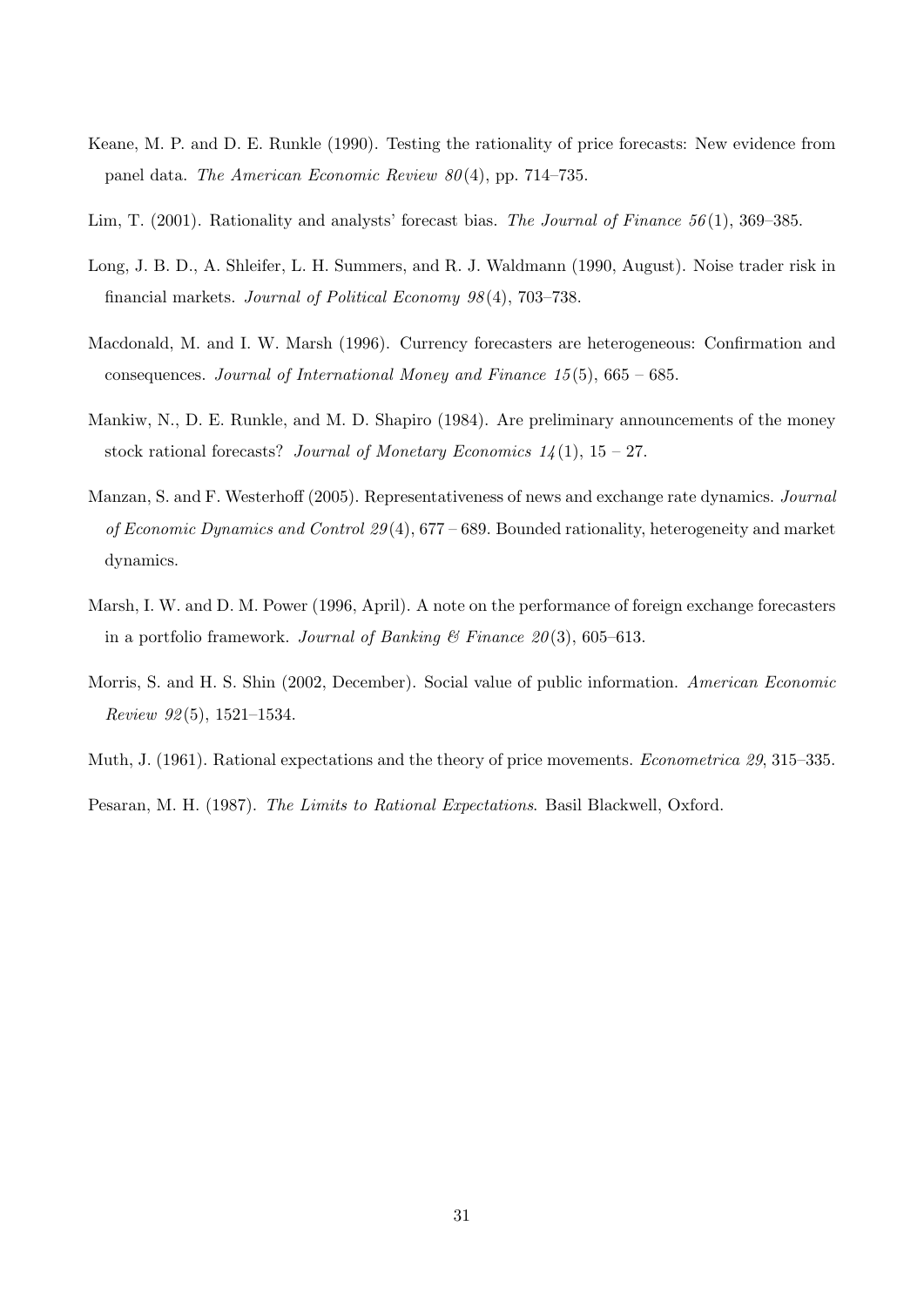Keane, M. P. and D. E. Runkle (1990). Testing the rationality of price forecasts: New evidence from panel data. *The American Economic Review 80*(4), pp. 714–735.

Lim, T. (2001). Rationality and analysts' forecast bias. *The Journal of Finance 56*(1), 369–385.

Long, J. B. D., A. Shleifer, L. H. Summers, and R. J. Waldmann (1990, August). Noise trader risk in financial markets. *Journal of Political Economy 98*(4), 703–738.

Macdonald, M. and I. W. Marsh (1996). Currency forecasters are heterogeneous: Confirmation and consequences. *Journal of International Money and Finance 15*(5), 665 – 685.

Mankiw, N., D. E. Runkle, and M. D. Shapiro (1984). Are preliminary announcements of the money stock rational forecasts? *Journal of Monetary Economics 14*(1), 15 – 27.

Manzan, S. and F. Westerhoff (2005). Representativeness of news and exchange rate dynamics. *Journal of Economic Dynamics and Control 29*(4), 677 – 689. Bounded rationality, heterogeneity and market dynamics.

Marsh, I. W. and D. M. Power (1996, April). A note on the performance of foreign exchange forecasters in a portfolio framework. *Journal of Banking & Finance 20*(3), 605–613.

Morris, S. and H. S. Shin (2002, December). Social value of public information. *American Economic Review 92*(5), 1521–1534.

Muth, J. (1961). Rational expectations and the theory of price movements. *Econometrica 29*, 315–335.

Pesaran, M. H. (1987). *The Limits to Rational Expectations*. Basil Blackwell, Oxford.